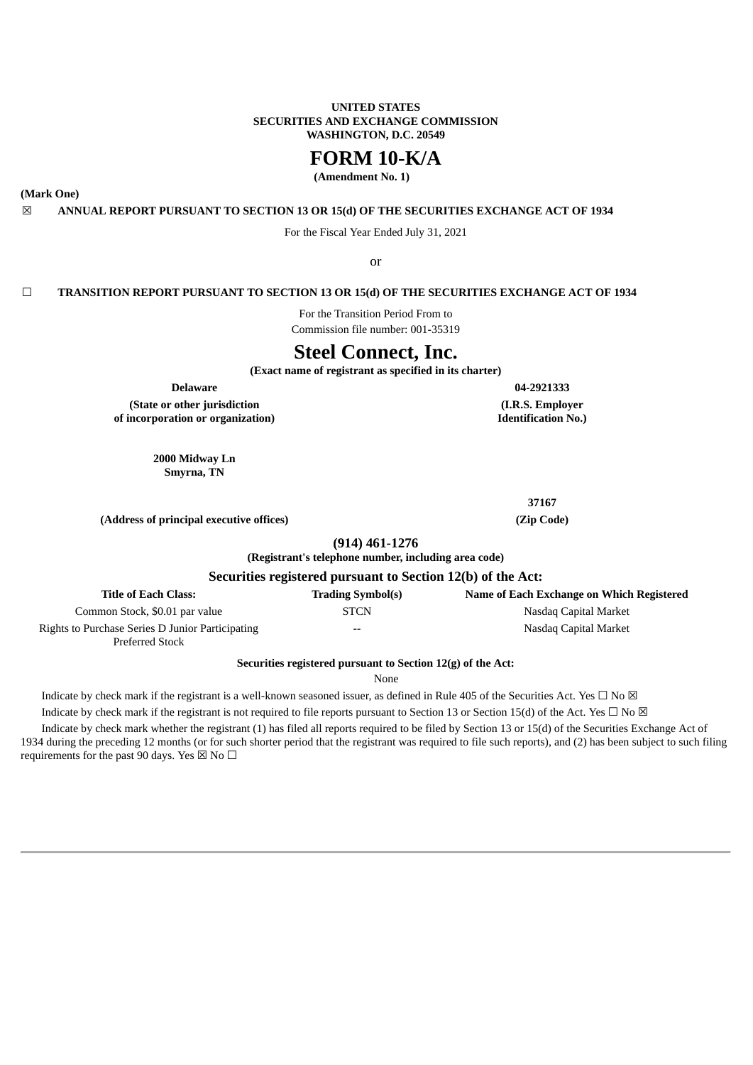**UNITED STATES**
**SECURITIES AND EXCHANGE COMMISSION**
**WASHINGTON, D.C. 20549**

# FORM 10-K/A

**(Amendment No. 1)**

**(Mark One)**

☒ **ANNUAL REPORT PURSUANT TO SECTION 13 OR 15(d) OF THE SECURITIES EXCHANGE ACT OF 1934**

For the Fiscal Year Ended July 31, 2021

or

☐ **TRANSITION REPORT PURSUANT TO SECTION 13 OR 15(d) OF THE SECURITIES EXCHANGE ACT OF 1934**

For the Transition Period From to

Commission file number: 001-35319

# Steel Connect, Inc.

**(Exact name of registrant as specified in its charter)**

| **Delaware** | **04-2921333** |
|---|---|
| **(State or other jurisdiction of incorporation or organization)** | **(I.R.S. Employer Identification No.)** |

| **2000 Midway Ln Smyrna, TN** | **37167** |
|---|---|
| **(Address of principal executive offices)** | **(Zip Code)** |

**(914) 461-1276**

**(Registrant's telephone number, including area code)**

**Securities registered pursuant to Section 12(b) of the Act:**

| **Title of Each Class:** | **Trading Symbol(s)** | **Name of Each Exchange on Which Registered** |
|---|---|---|
| Common Stock, $0.01 par value | STCN | Nasdaq Capital Market |
| Rights to Purchase Series D Junior Participating Preferred Stock | -- | Nasdaq Capital Market |

**Securities registered pursuant to Section 12(g) of the Act:**

None

Indicate by check mark if the registrant is a well-known seasoned issuer, as defined in Rule 405 of the Securities Act. Yes ☐ No ☒

Indicate by check mark if the registrant is not required to file reports pursuant to Section 13 or Section 15(d) of the Act. Yes ☐ No ☒

Indicate by check mark whether the registrant (1) has filed all reports required to be filed by Section 13 or 15(d) of the Securities Exchange Act of 1934 during the preceding 12 months (or for such shorter period that the registrant was required to file such reports), and (2) has been subject to such filing requirements for the past 90 days. Yes ☒ No ☐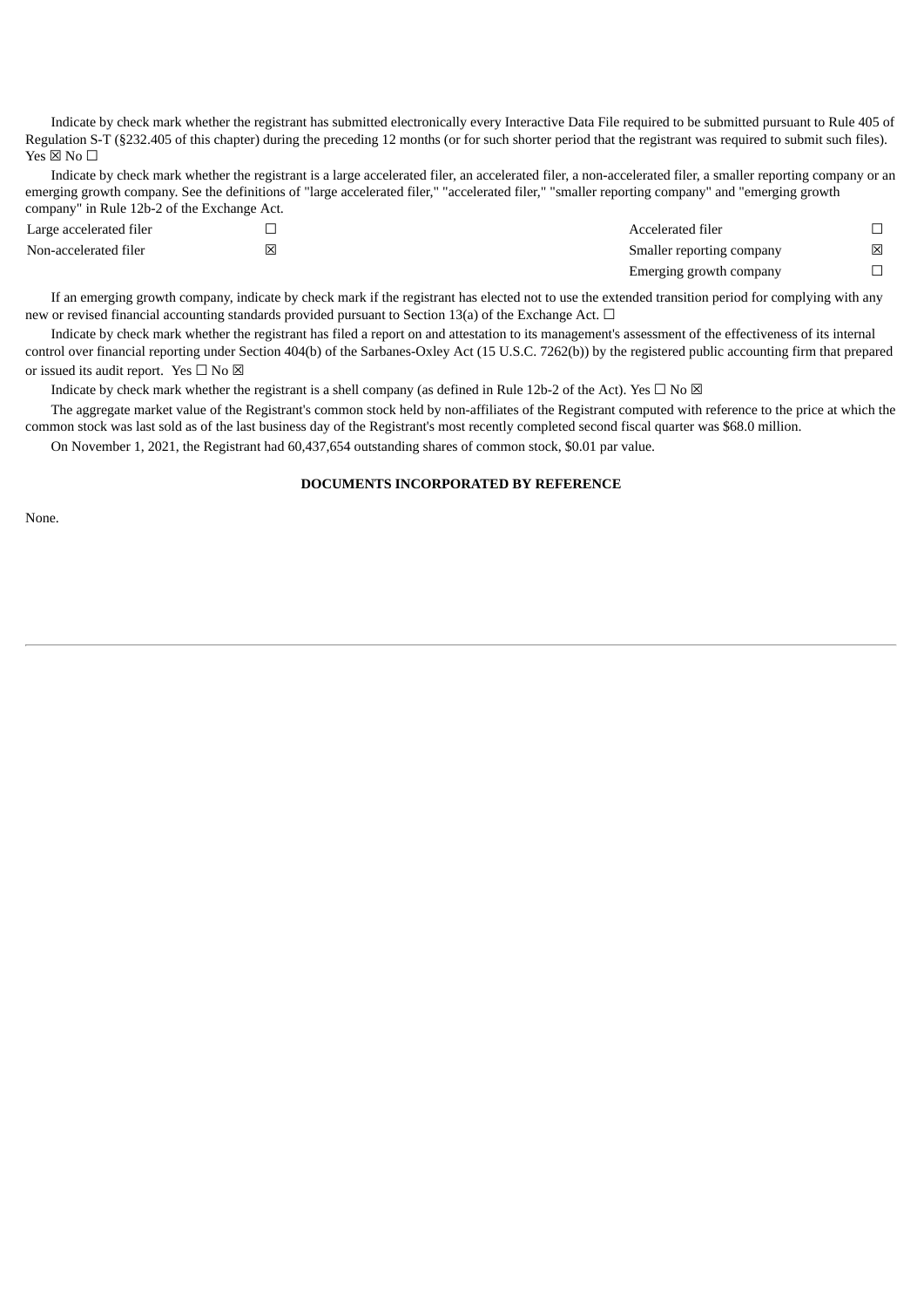Indicate by check mark whether the registrant has submitted electronically every Interactive Data File required to be submitted pursuant to Rule 405 of Regulation S-T (§232.405 of this chapter) during the preceding 12 months (or for such shorter period that the registrant was required to submit such files). Yes ☒ No ☐

Indicate by check mark whether the registrant is a large accelerated filer, an accelerated filer, a non-accelerated filer, a smaller reporting company or an emerging growth company. See the definitions of "large accelerated filer," "accelerated filer," "smaller reporting company" and "emerging growth company" in Rule 12b-2 of the Exchange Act.

| | | | |
|---|---|---|---|
| Large accelerated filer | ☐ | Accelerated filer | ☐ |
| Non-accelerated filer | ☒ | Smaller reporting company | ☒ |
| | | Emerging growth company | ☐ |

If an emerging growth company, indicate by check mark if the registrant has elected not to use the extended transition period for complying with any new or revised financial accounting standards provided pursuant to Section 13(a) of the Exchange Act. ☐

Indicate by check mark whether the registrant has filed a report on and attestation to its management's assessment of the effectiveness of its internal control over financial reporting under Section 404(b) of the Sarbanes-Oxley Act (15 U.S.C. 7262(b)) by the registered public accounting firm that prepared or issued its audit report. Yes ☐ No ☒

Indicate by check mark whether the registrant is a shell company (as defined in Rule 12b-2 of the Act). Yes ☐ No ☒

The aggregate market value of the Registrant's common stock held by non-affiliates of the Registrant computed with reference to the price at which the common stock was last sold as of the last business day of the Registrant's most recently completed second fiscal quarter was $68.0 million.

On November 1, 2021, the Registrant had 60,437,654 outstanding shares of common stock, $0.01 par value.

**DOCUMENTS INCORPORATED BY REFERENCE**

None.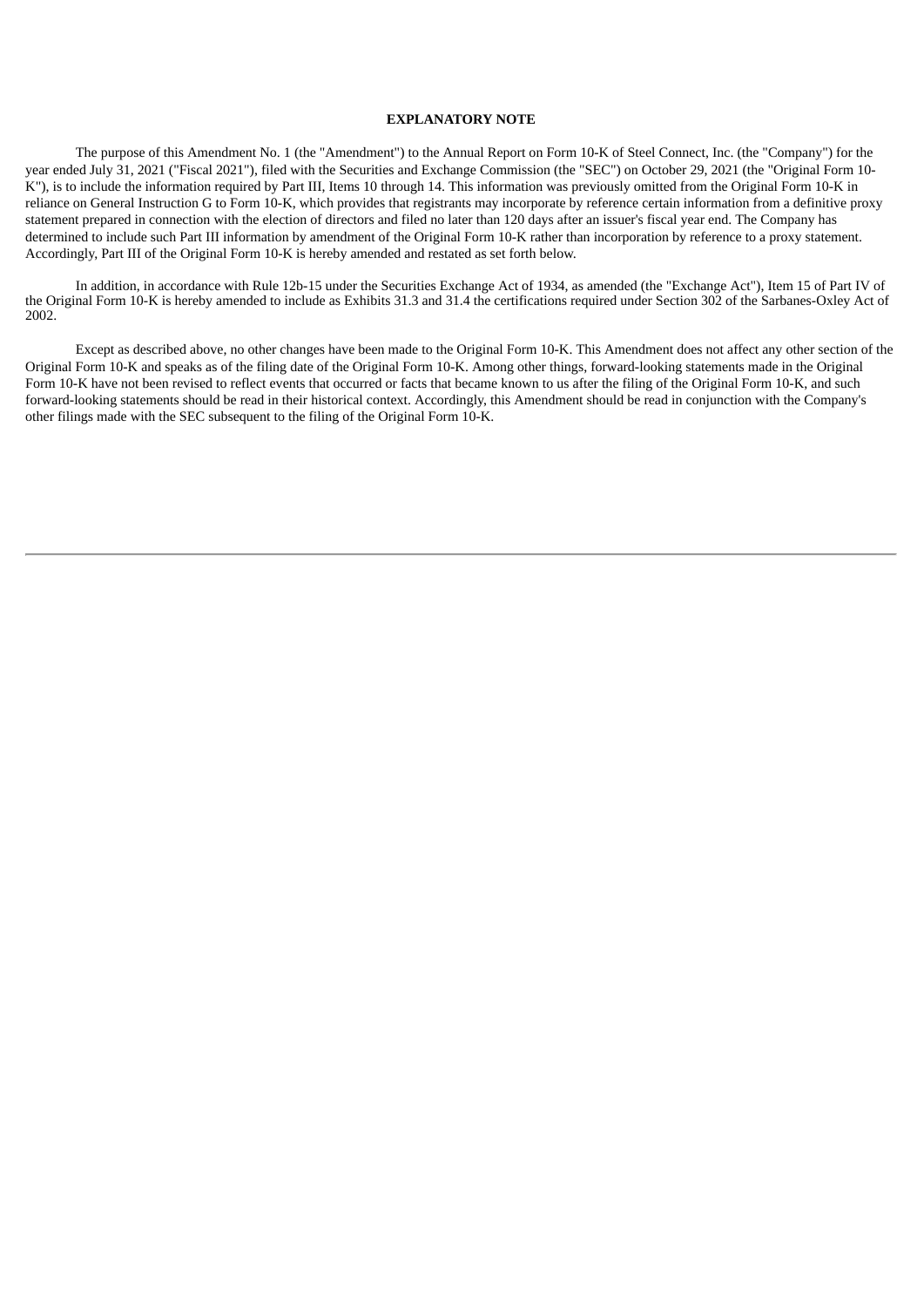## EXPLANATORY NOTE

The purpose of this Amendment No. 1 (the "Amendment") to the Annual Report on Form 10-K of Steel Connect, Inc. (the "Company") for the year ended July 31, 2021 ("Fiscal 2021"), filed with the Securities and Exchange Commission (the "SEC") on October 29, 2021 (the "Original Form 10-K"), is to include the information required by Part III, Items 10 through 14. This information was previously omitted from the Original Form 10-K in reliance on General Instruction G to Form 10-K, which provides that registrants may incorporate by reference certain information from a definitive proxy statement prepared in connection with the election of directors and filed no later than 120 days after an issuer's fiscal year end. The Company has determined to include such Part III information by amendment of the Original Form 10-K rather than incorporation by reference to a proxy statement. Accordingly, Part III of the Original Form 10-K is hereby amended and restated as set forth below.

In addition, in accordance with Rule 12b-15 under the Securities Exchange Act of 1934, as amended (the "Exchange Act"), Item 15 of Part IV of the Original Form 10-K is hereby amended to include as Exhibits 31.3 and 31.4 the certifications required under Section 302 of the Sarbanes-Oxley Act of 2002.

Except as described above, no other changes have been made to the Original Form 10-K. This Amendment does not affect any other section of the Original Form 10-K and speaks as of the filing date of the Original Form 10-K. Among other things, forward-looking statements made in the Original Form 10-K have not been revised to reflect events that occurred or facts that became known to us after the filing of the Original Form 10-K, and such forward-looking statements should be read in their historical context. Accordingly, this Amendment should be read in conjunction with the Company's other filings made with the SEC subsequent to the filing of the Original Form 10-K.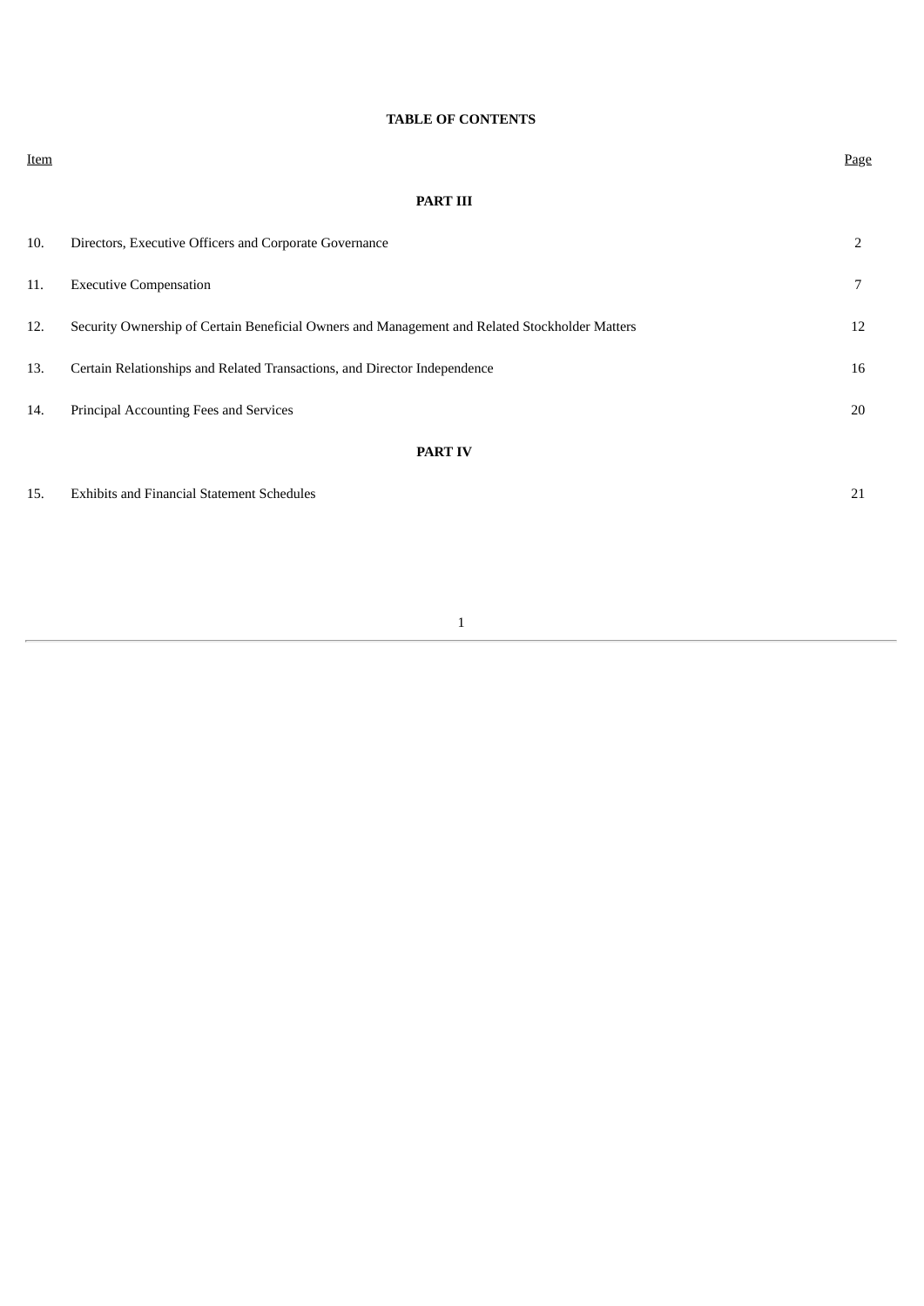**TABLE OF CONTENTS**

| Item | | Page |
|---|---|---|
| | **PART III** | |
| 10. | Directors, Executive Officers and Corporate Governance | 2 |
| 11. | Executive Compensation | 7 |
| 12. | Security Ownership of Certain Beneficial Owners and Management and Related Stockholder Matters | 12 |
| 13. | Certain Relationships and Related Transactions, and Director Independence | 16 |
| 14. | Principal Accounting Fees and Services | 20 |
| | **PART IV** | |
| 15. | Exhibits and Financial Statement Schedules | 21 |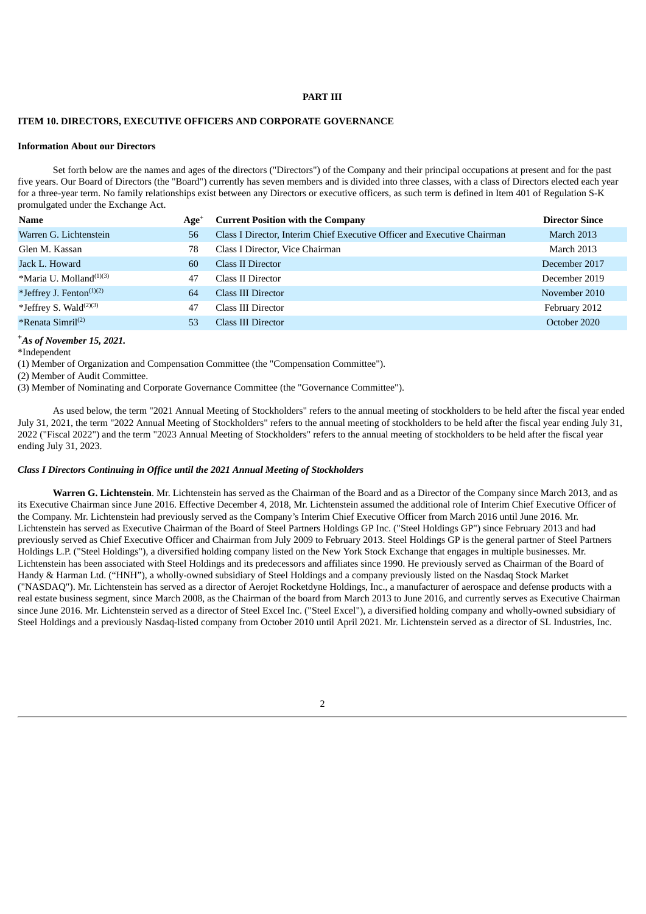**PART III**

## ITEM 10. DIRECTORS, EXECUTIVE OFFICERS AND CORPORATE GOVERNANCE

### Information About our Directors

Set forth below are the names and ages of the directors ("Directors") of the Company and their principal occupations at present and for the past five years. Our Board of Directors (the "Board") currently has seven members and is divided into three classes, with a class of Directors elected each year for a three-year term. No family relationships exist between any Directors or executive officers, as such term is defined in Item 401 of Regulation S-K promulgated under the Exchange Act.

| Name | Age+ | Current Position with the Company | Director Since |
|---|---|---|---|
| Warren G. Lichtenstein | 56 | Class I Director, Interim Chief Executive Officer and Executive Chairman | March 2013 |
| Glen M. Kassan | 78 | Class I Director, Vice Chairman | March 2013 |
| Jack L. Howard | 60 | Class II Director | December 2017 |
| *Maria U. Molland(1)(3) | 47 | Class II Director | December 2019 |
| *Jeffrey J. Fenton(1)(2) | 64 | Class III Director | November 2010 |
| *Jeffrey S. Wald(2)(3) | 47 | Class III Director | February 2012 |
| *Renata Simril(2) | 53 | Class III Director | October 2020 |

+*As of November 15, 2021.*

*Independent

(1) Member of Organization and Compensation Committee (the "Compensation Committee").

(2) Member of Audit Committee.

(3) Member of Nominating and Corporate Governance Committee (the "Governance Committee").

As used below, the term "2021 Annual Meeting of Stockholders" refers to the annual meeting of stockholders to be held after the fiscal year ended July 31, 2021, the term "2022 Annual Meeting of Stockholders" refers to the annual meeting of stockholders to be held after the fiscal year ending July 31, 2022 ("Fiscal 2022") and the term "2023 Annual Meeting of Stockholders" refers to the annual meeting of stockholders to be held after the fiscal year ending July 31, 2023.

***Class I Directors Continuing in Office until the 2021 Annual Meeting of Stockholders***

**Warren G. Lichtenstein**. Mr. Lichtenstein has served as the Chairman of the Board and as a Director of the Company since March 2013, and as its Executive Chairman since June 2016. Effective December 4, 2018, Mr. Lichtenstein assumed the additional role of Interim Chief Executive Officer of the Company. Mr. Lichtenstein had previously served as the Company's Interim Chief Executive Officer from March 2016 until June 2016. Mr. Lichtenstein has served as Executive Chairman of the Board of Steel Partners Holdings GP Inc. ("Steel Holdings GP") since February 2013 and had previously served as Chief Executive Officer and Chairman from July 2009 to February 2013. Steel Holdings GP is the general partner of Steel Partners Holdings L.P. ("Steel Holdings"), a diversified holding company listed on the New York Stock Exchange that engages in multiple businesses. Mr. Lichtenstein has been associated with Steel Holdings and its predecessors and affiliates since 1990. He previously served as Chairman of the Board of Handy & Harman Ltd. ("HNH"), a wholly-owned subsidiary of Steel Holdings and a company previously listed on the Nasdaq Stock Market ("NASDAQ"). Mr. Lichtenstein has served as a director of Aerojet Rocketdyne Holdings, Inc., a manufacturer of aerospace and defense products with a real estate business segment, since March 2008, as the Chairman of the board from March 2013 to June 2016, and currently serves as Executive Chairman since June 2016. Mr. Lichtenstein served as a director of Steel Excel Inc. ("Steel Excel"), a diversified holding company and wholly-owned subsidiary of Steel Holdings and a previously Nasdaq-listed company from October 2010 until April 2021. Mr. Lichtenstein served as a director of SL Industries, Inc.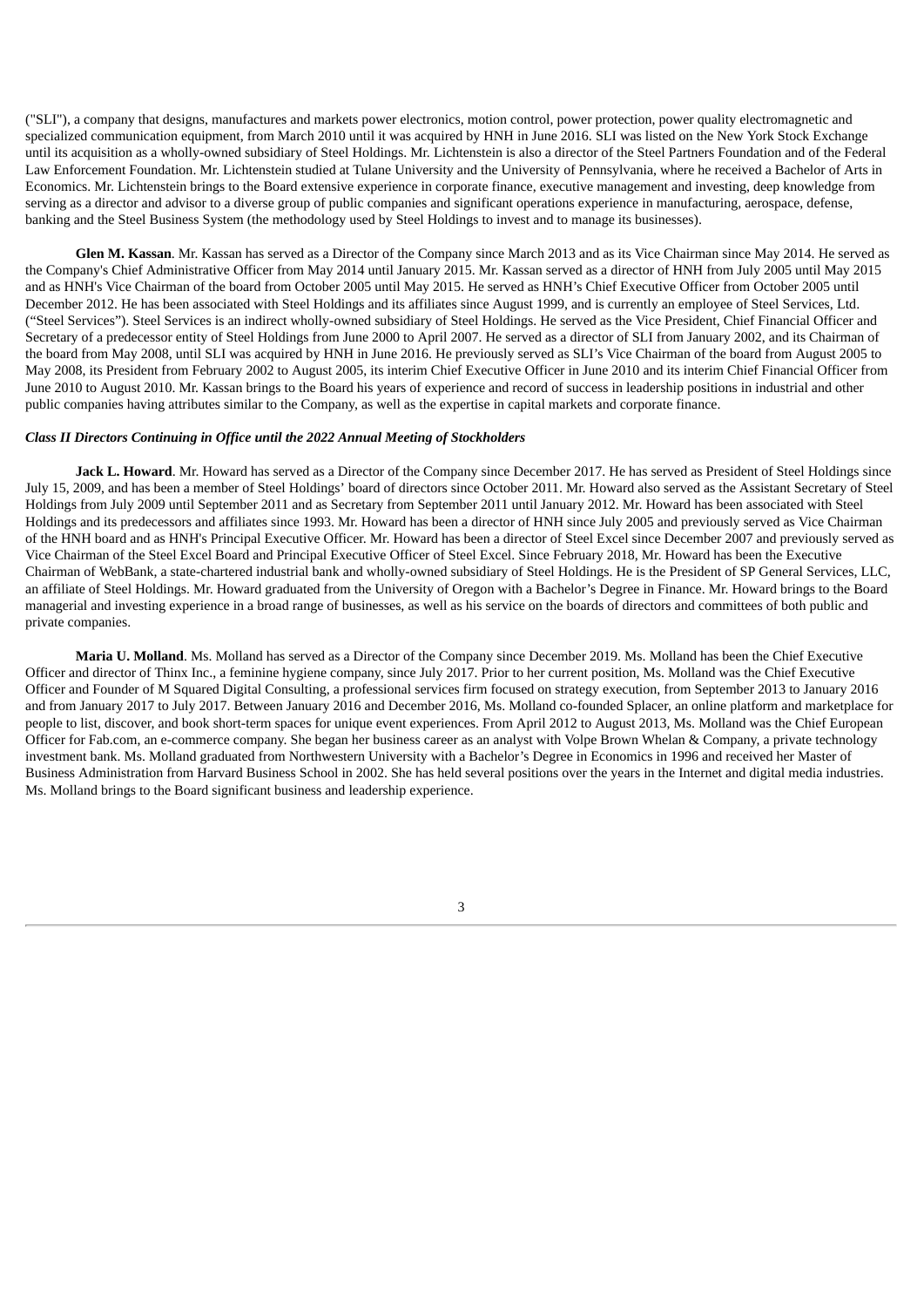("SLI"), a company that designs, manufactures and markets power electronics, motion control, power protection, power quality electromagnetic and specialized communication equipment, from March 2010 until it was acquired by HNH in June 2016. SLI was listed on the New York Stock Exchange until its acquisition as a wholly-owned subsidiary of Steel Holdings. Mr. Lichtenstein is also a director of the Steel Partners Foundation and of the Federal Law Enforcement Foundation. Mr. Lichtenstein studied at Tulane University and the University of Pennsylvania, where he received a Bachelor of Arts in Economics. Mr. Lichtenstein brings to the Board extensive experience in corporate finance, executive management and investing, deep knowledge from serving as a director and advisor to a diverse group of public companies and significant operations experience in manufacturing, aerospace, defense, banking and the Steel Business System (the methodology used by Steel Holdings to invest and to manage its businesses).

**Glen M. Kassan**. Mr. Kassan has served as a Director of the Company since March 2013 and as its Vice Chairman since May 2014. He served as the Company's Chief Administrative Officer from May 2014 until January 2015. Mr. Kassan served as a director of HNH from July 2005 until May 2015 and as HNH's Vice Chairman of the board from October 2005 until May 2015. He served as HNH's Chief Executive Officer from October 2005 until December 2012. He has been associated with Steel Holdings and its affiliates since August 1999, and is currently an employee of Steel Services, Ltd. ("Steel Services"). Steel Services is an indirect wholly-owned subsidiary of Steel Holdings. He served as the Vice President, Chief Financial Officer and Secretary of a predecessor entity of Steel Holdings from June 2000 to April 2007. He served as a director of SLI from January 2002, and its Chairman of the board from May 2008, until SLI was acquired by HNH in June 2016. He previously served as SLI's Vice Chairman of the board from August 2005 to May 2008, its President from February 2002 to August 2005, its interim Chief Executive Officer in June 2010 and its interim Chief Financial Officer from June 2010 to August 2010. Mr. Kassan brings to the Board his years of experience and record of success in leadership positions in industrial and other public companies having attributes similar to the Company, as well as the expertise in capital markets and corporate finance.

***Class II Directors Continuing in Office until the 2022 Annual Meeting of Stockholders***

**Jack L. Howard**. Mr. Howard has served as a Director of the Company since December 2017. He has served as President of Steel Holdings since July 15, 2009, and has been a member of Steel Holdings' board of directors since October 2011. Mr. Howard also served as the Assistant Secretary of Steel Holdings from July 2009 until September 2011 and as Secretary from September 2011 until January 2012. Mr. Howard has been associated with Steel Holdings and its predecessors and affiliates since 1993. Mr. Howard has been a director of HNH since July 2005 and previously served as Vice Chairman of the HNH board and as HNH's Principal Executive Officer. Mr. Howard has been a director of Steel Excel since December 2007 and previously served as Vice Chairman of the Steel Excel Board and Principal Executive Officer of Steel Excel. Since February 2018, Mr. Howard has been the Executive Chairman of WebBank, a state-chartered industrial bank and wholly-owned subsidiary of Steel Holdings. He is the President of SP General Services, LLC, an affiliate of Steel Holdings. Mr. Howard graduated from the University of Oregon with a Bachelor's Degree in Finance. Mr. Howard brings to the Board managerial and investing experience in a broad range of businesses, as well as his service on the boards of directors and committees of both public and private companies.

**Maria U. Molland**. Ms. Molland has served as a Director of the Company since December 2019. Ms. Molland has been the Chief Executive Officer and director of Thinx Inc., a feminine hygiene company, since July 2017. Prior to her current position, Ms. Molland was the Chief Executive Officer and Founder of M Squared Digital Consulting, a professional services firm focused on strategy execution, from September 2013 to January 2016 and from January 2017 to July 2017. Between January 2016 and December 2016, Ms. Molland co-founded Splacer, an online platform and marketplace for people to list, discover, and book short-term spaces for unique event experiences. From April 2012 to August 2013, Ms. Molland was the Chief European Officer for Fab.com, an e-commerce company. She began her business career as an analyst with Volpe Brown Whelan & Company, a private technology investment bank. Ms. Molland graduated from Northwestern University with a Bachelor's Degree in Economics in 1996 and received her Master of Business Administration from Harvard Business School in 2002. She has held several positions over the years in the Internet and digital media industries. Ms. Molland brings to the Board significant business and leadership experience.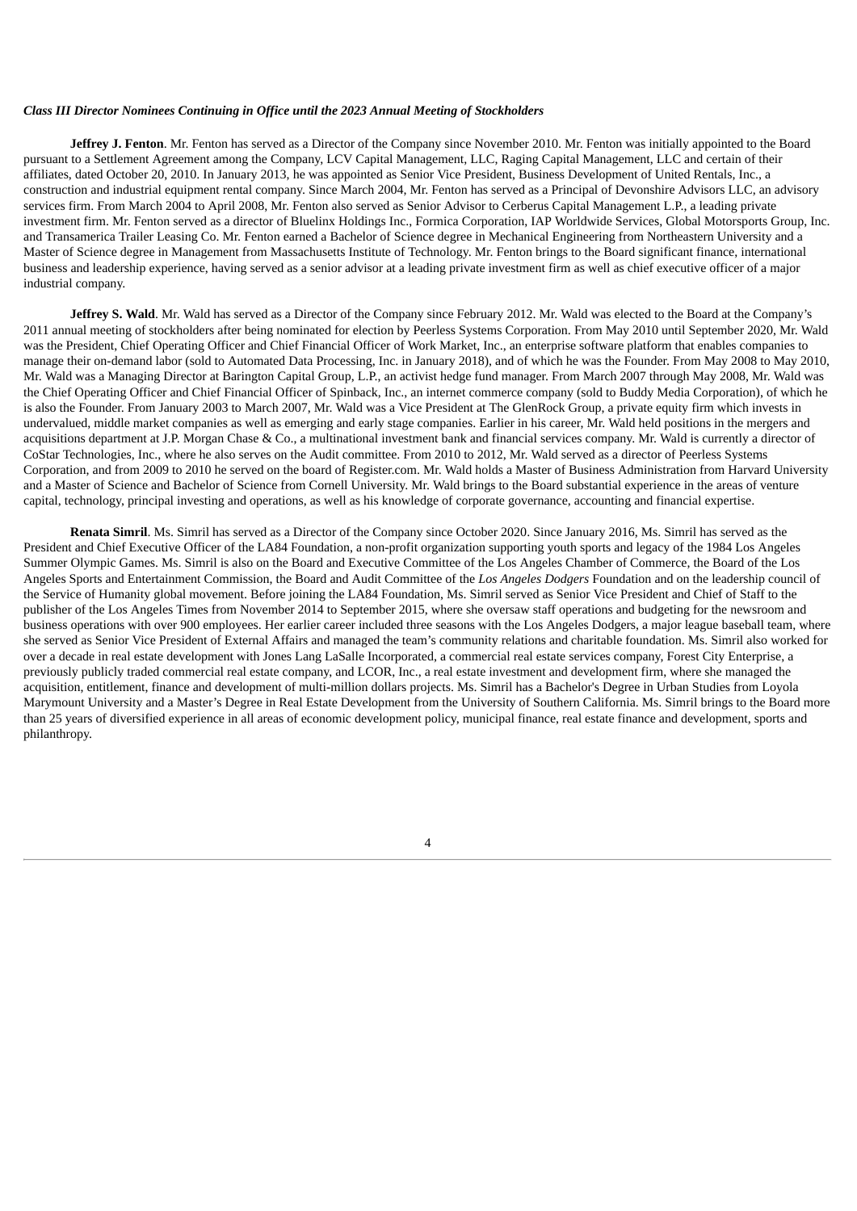*Class III Director Nominees Continuing in Office until the 2023 Annual Meeting of Stockholders*

**Jeffrey J. Fenton**. Mr. Fenton has served as a Director of the Company since November 2010. Mr. Fenton was initially appointed to the Board pursuant to a Settlement Agreement among the Company, LCV Capital Management, LLC, Raging Capital Management, LLC and certain of their affiliates, dated October 20, 2010. In January 2013, he was appointed as Senior Vice President, Business Development of United Rentals, Inc., a construction and industrial equipment rental company. Since March 2004, Mr. Fenton has served as a Principal of Devonshire Advisors LLC, an advisory services firm. From March 2004 to April 2008, Mr. Fenton also served as Senior Advisor to Cerberus Capital Management L.P., a leading private investment firm. Mr. Fenton served as a director of Bluelinx Holdings Inc., Formica Corporation, IAP Worldwide Services, Global Motorsports Group, Inc. and Transamerica Trailer Leasing Co. Mr. Fenton earned a Bachelor of Science degree in Mechanical Engineering from Northeastern University and a Master of Science degree in Management from Massachusetts Institute of Technology. Mr. Fenton brings to the Board significant finance, international business and leadership experience, having served as a senior advisor at a leading private investment firm as well as chief executive officer of a major industrial company.

**Jeffrey S. Wald**. Mr. Wald has served as a Director of the Company since February 2012. Mr. Wald was elected to the Board at the Company's 2011 annual meeting of stockholders after being nominated for election by Peerless Systems Corporation. From May 2010 until September 2020, Mr. Wald was the President, Chief Operating Officer and Chief Financial Officer of Work Market, Inc., an enterprise software platform that enables companies to manage their on-demand labor (sold to Automated Data Processing, Inc. in January 2018), and of which he was the Founder. From May 2008 to May 2010, Mr. Wald was a Managing Director at Barington Capital Group, L.P., an activist hedge fund manager. From March 2007 through May 2008, Mr. Wald was the Chief Operating Officer and Chief Financial Officer of Spinback, Inc., an internet commerce company (sold to Buddy Media Corporation), of which he is also the Founder. From January 2003 to March 2007, Mr. Wald was a Vice President at The GlenRock Group, a private equity firm which invests in undervalued, middle market companies as well as emerging and early stage companies. Earlier in his career, Mr. Wald held positions in the mergers and acquisitions department at J.P. Morgan Chase & Co., a multinational investment bank and financial services company. Mr. Wald is currently a director of CoStar Technologies, Inc., where he also serves on the Audit committee. From 2010 to 2012, Mr. Wald served as a director of Peerless Systems Corporation, and from 2009 to 2010 he served on the board of Register.com. Mr. Wald holds a Master of Business Administration from Harvard University and a Master of Science and Bachelor of Science from Cornell University. Mr. Wald brings to the Board substantial experience in the areas of venture capital, technology, principal investing and operations, as well as his knowledge of corporate governance, accounting and financial expertise.

**Renata Simril**. Ms. Simril has served as a Director of the Company since October 2020. Since January 2016, Ms. Simril has served as the President and Chief Executive Officer of the LA84 Foundation, a non-profit organization supporting youth sports and legacy of the 1984 Los Angeles Summer Olympic Games. Ms. Simril is also on the Board and Executive Committee of the Los Angeles Chamber of Commerce, the Board of the Los Angeles Sports and Entertainment Commission, the Board and Audit Committee of the *Los Angeles Dodgers* Foundation and on the leadership council of the Service of Humanity global movement. Before joining the LA84 Foundation, Ms. Simril served as Senior Vice President and Chief of Staff to the publisher of the Los Angeles Times from November 2014 to September 2015, where she oversaw staff operations and budgeting for the newsroom and business operations with over 900 employees. Her earlier career included three seasons with the Los Angeles Dodgers, a major league baseball team, where she served as Senior Vice President of External Affairs and managed the team's community relations and charitable foundation. Ms. Simril also worked for over a decade in real estate development with Jones Lang LaSalle Incorporated, a commercial real estate services company, Forest City Enterprise, a previously publicly traded commercial real estate company, and LCOR, Inc., a real estate investment and development firm, where she managed the acquisition, entitlement, finance and development of multi-million dollars projects. Ms. Simril has a Bachelor's Degree in Urban Studies from Loyola Marymount University and a Master's Degree in Real Estate Development from the University of Southern California. Ms. Simril brings to the Board more than 25 years of diversified experience in all areas of economic development policy, municipal finance, real estate finance and development, sports and philanthropy.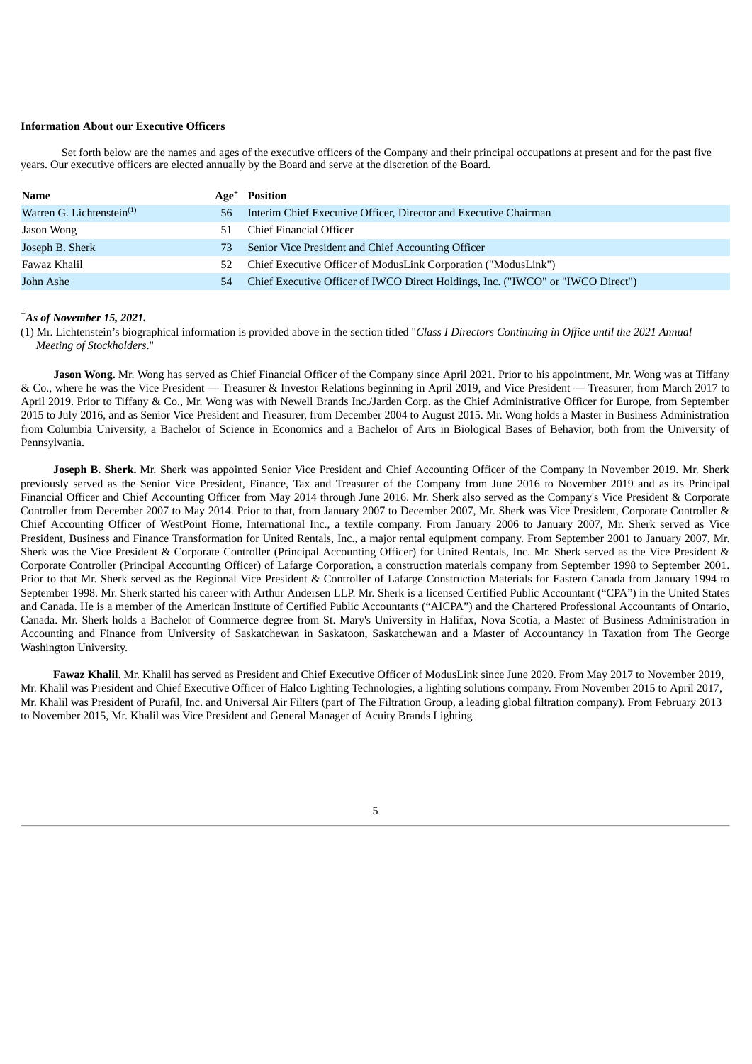**Information About our Executive Officers**

Set forth below are the names and ages of the executive officers of the Company and their principal occupations at present and for the past five years. Our executive officers are elected annually by the Board and serve at the discretion of the Board.

| Name | Age[+] | Position |
|---|---|---|
| Warren G. Lichtenstein[(1)] | 56 | Interim Chief Executive Officer, Director and Executive Chairman |
| Jason Wong | 51 | Chief Financial Officer |
| Joseph B. Sherk | 73 | Senior Vice President and Chief Accounting Officer |
| Fawaz Khalil | 52 | Chief Executive Officer of ModusLink Corporation ("ModusLink") |
| John Ashe | 54 | Chief Executive Officer of IWCO Direct Holdings, Inc. ("IWCO" or "IWCO Direct") |

[+] *As of November 15, 2021.*

(1) Mr. Lichtenstein's biographical information is provided above in the section titled "*Class I Directors Continuing in Office until the 2021 Annual Meeting of Stockholders*."

**Jason Wong.** Mr. Wong has served as Chief Financial Officer of the Company since April 2021. Prior to his appointment, Mr. Wong was at Tiffany & Co., where he was the Vice President — Treasurer & Investor Relations beginning in April 2019, and Vice President — Treasurer, from March 2017 to April 2019. Prior to Tiffany & Co., Mr. Wong was with Newell Brands Inc./Jarden Corp. as the Chief Administrative Officer for Europe, from September 2015 to July 2016, and as Senior Vice President and Treasurer, from December 2004 to August 2015. Mr. Wong holds a Master in Business Administration from Columbia University, a Bachelor of Science in Economics and a Bachelor of Arts in Biological Bases of Behavior, both from the University of Pennsylvania.

**Joseph B. Sherk.** Mr. Sherk was appointed Senior Vice President and Chief Accounting Officer of the Company in November 2019. Mr. Sherk previously served as the Senior Vice President, Finance, Tax and Treasurer of the Company from June 2016 to November 2019 and as its Principal Financial Officer and Chief Accounting Officer from May 2014 through June 2016. Mr. Sherk also served as the Company's Vice President & Corporate Controller from December 2007 to May 2014. Prior to that, from January 2007 to December 2007, Mr. Sherk was Vice President, Corporate Controller & Chief Accounting Officer of WestPoint Home, International Inc., a textile company. From January 2006 to January 2007, Mr. Sherk served as Vice President, Business and Finance Transformation for United Rentals, Inc., a major rental equipment company. From September 2001 to January 2007, Mr. Sherk was the Vice President & Corporate Controller (Principal Accounting Officer) for United Rentals, Inc. Mr. Sherk served as the Vice President & Corporate Controller (Principal Accounting Officer) of Lafarge Corporation, a construction materials company from September 1998 to September 2001. Prior to that Mr. Sherk served as the Regional Vice President & Controller of Lafarge Construction Materials for Eastern Canada from January 1994 to September 1998. Mr. Sherk started his career with Arthur Andersen LLP. Mr. Sherk is a licensed Certified Public Accountant ("CPA") in the United States and Canada. He is a member of the American Institute of Certified Public Accountants ("AICPA") and the Chartered Professional Accountants of Ontario, Canada. Mr. Sherk holds a Bachelor of Commerce degree from St. Mary's University in Halifax, Nova Scotia, a Master of Business Administration in Accounting and Finance from University of Saskatchewan in Saskatoon, Saskatchewan and a Master of Accountancy in Taxation from The George Washington University.

**Fawaz Khalil**. Mr. Khalil has served as President and Chief Executive Officer of ModusLink since June 2020. From May 2017 to November 2019, Mr. Khalil was President and Chief Executive Officer of Halco Lighting Technologies, a lighting solutions company. From November 2015 to April 2017, Mr. Khalil was President of Purafil, Inc. and Universal Air Filters (part of The Filtration Group, a leading global filtration company). From February 2013 to November 2015, Mr. Khalil was Vice President and General Manager of Acuity Brands Lighting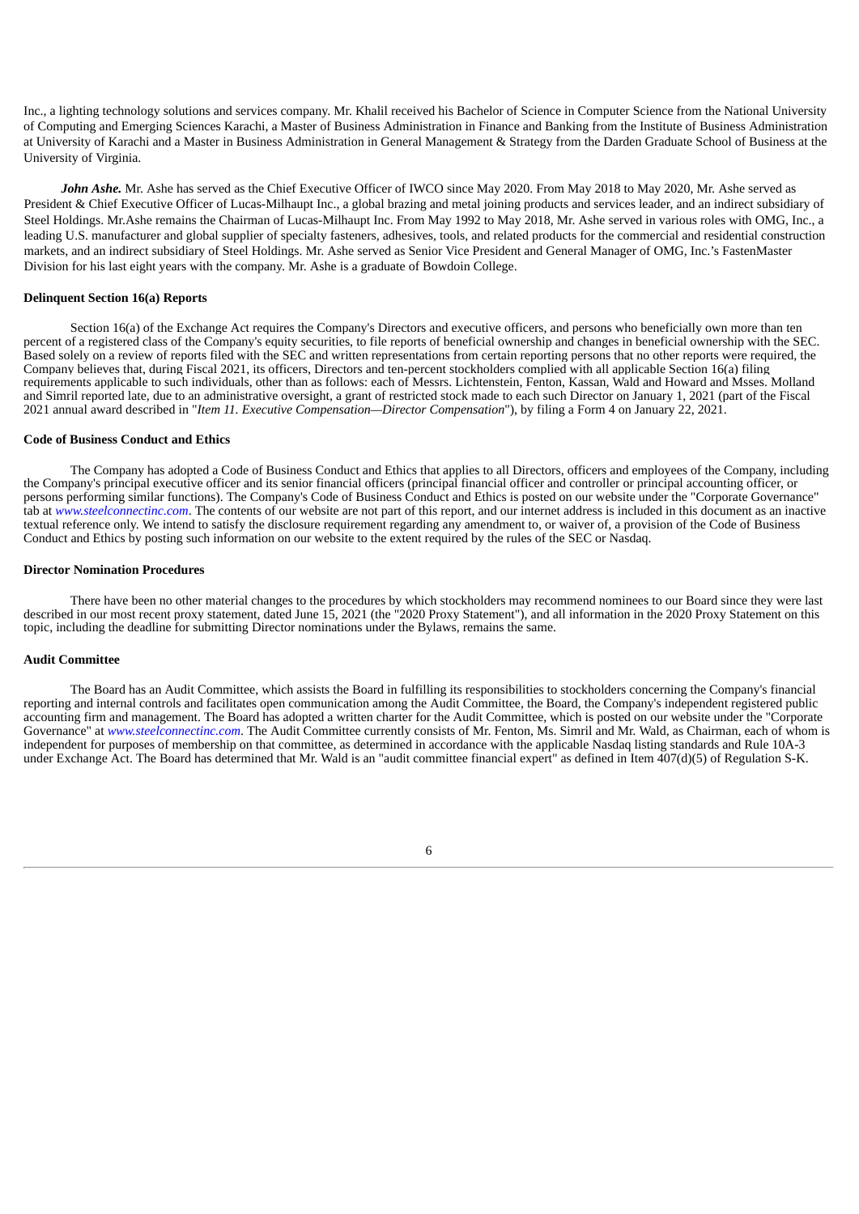Inc., a lighting technology solutions and services company. Mr. Khalil received his Bachelor of Science in Computer Science from the National University of Computing and Emerging Sciences Karachi, a Master of Business Administration in Finance and Banking from the Institute of Business Administration at University of Karachi and a Master in Business Administration in General Management & Strategy from the Darden Graduate School of Business at the University of Virginia.

***John Ashe.*** Mr. Ashe has served as the Chief Executive Officer of IWCO since May 2020. From May 2018 to May 2020, Mr. Ashe served as President & Chief Executive Officer of Lucas-Milhaupt Inc., a global brazing and metal joining products and services leader, and an indirect subsidiary of Steel Holdings. Mr.Ashe remains the Chairman of Lucas-Milhaupt Inc. From May 1992 to May 2018, Mr. Ashe served in various roles with OMG, Inc., a leading U.S. manufacturer and global supplier of specialty fasteners, adhesives, tools, and related products for the commercial and residential construction markets, and an indirect subsidiary of Steel Holdings. Mr. Ashe served as Senior Vice President and General Manager of OMG, Inc.'s FastenMaster Division for his last eight years with the company. Mr. Ashe is a graduate of Bowdoin College.

**Delinquent Section 16(a) Reports**

Section 16(a) of the Exchange Act requires the Company's Directors and executive officers, and persons who beneficially own more than ten percent of a registered class of the Company's equity securities, to file reports of beneficial ownership and changes in beneficial ownership with the SEC. Based solely on a review of reports filed with the SEC and written representations from certain reporting persons that no other reports were required, the Company believes that, during Fiscal 2021, its officers, Directors and ten-percent stockholders complied with all applicable Section 16(a) filing requirements applicable to such individuals, other than as follows: each of Messrs. Lichtenstein, Fenton, Kassan, Wald and Howard and Msses. Molland and Simril reported late, due to an administrative oversight, a grant of restricted stock made to each such Director on January 1, 2021 (part of the Fiscal 2021 annual award described in "*Item 11. Executive Compensation—Director Compensation*"), by filing a Form 4 on January 22, 2021.

**Code of Business Conduct and Ethics**

The Company has adopted a Code of Business Conduct and Ethics that applies to all Directors, officers and employees of the Company, including the Company's principal executive officer and its senior financial officers (principal financial officer and controller or principal accounting officer, or persons performing similar functions). The Company's Code of Business Conduct and Ethics is posted on our website under the "Corporate Governance" tab at *www.steelconnectinc.com*. The contents of our website are not part of this report, and our internet address is included in this document as an inactive textual reference only. We intend to satisfy the disclosure requirement regarding any amendment to, or waiver of, a provision of the Code of Business Conduct and Ethics by posting such information on our website to the extent required by the rules of the SEC or Nasdaq.

**Director Nomination Procedures**

There have been no other material changes to the procedures by which stockholders may recommend nominees to our Board since they were last described in our most recent proxy statement, dated June 15, 2021 (the "2020 Proxy Statement"), and all information in the 2020 Proxy Statement on this topic, including the deadline for submitting Director nominations under the Bylaws, remains the same.

**Audit Committee**

The Board has an Audit Committee, which assists the Board in fulfilling its responsibilities to stockholders concerning the Company's financial reporting and internal controls and facilitates open communication among the Audit Committee, the Board, the Company's independent registered public accounting firm and management. The Board has adopted a written charter for the Audit Committee, which is posted on our website under the "Corporate Governance" at *www.steelconnectinc.com*. The Audit Committee currently consists of Mr. Fenton, Ms. Simril and Mr. Wald, as Chairman, each of whom is independent for purposes of membership on that committee, as determined in accordance with the applicable Nasdaq listing standards and Rule 10A-3 under Exchange Act. The Board has determined that Mr. Wald is an "audit committee financial expert" as defined in Item 407(d)(5) of Regulation S-K.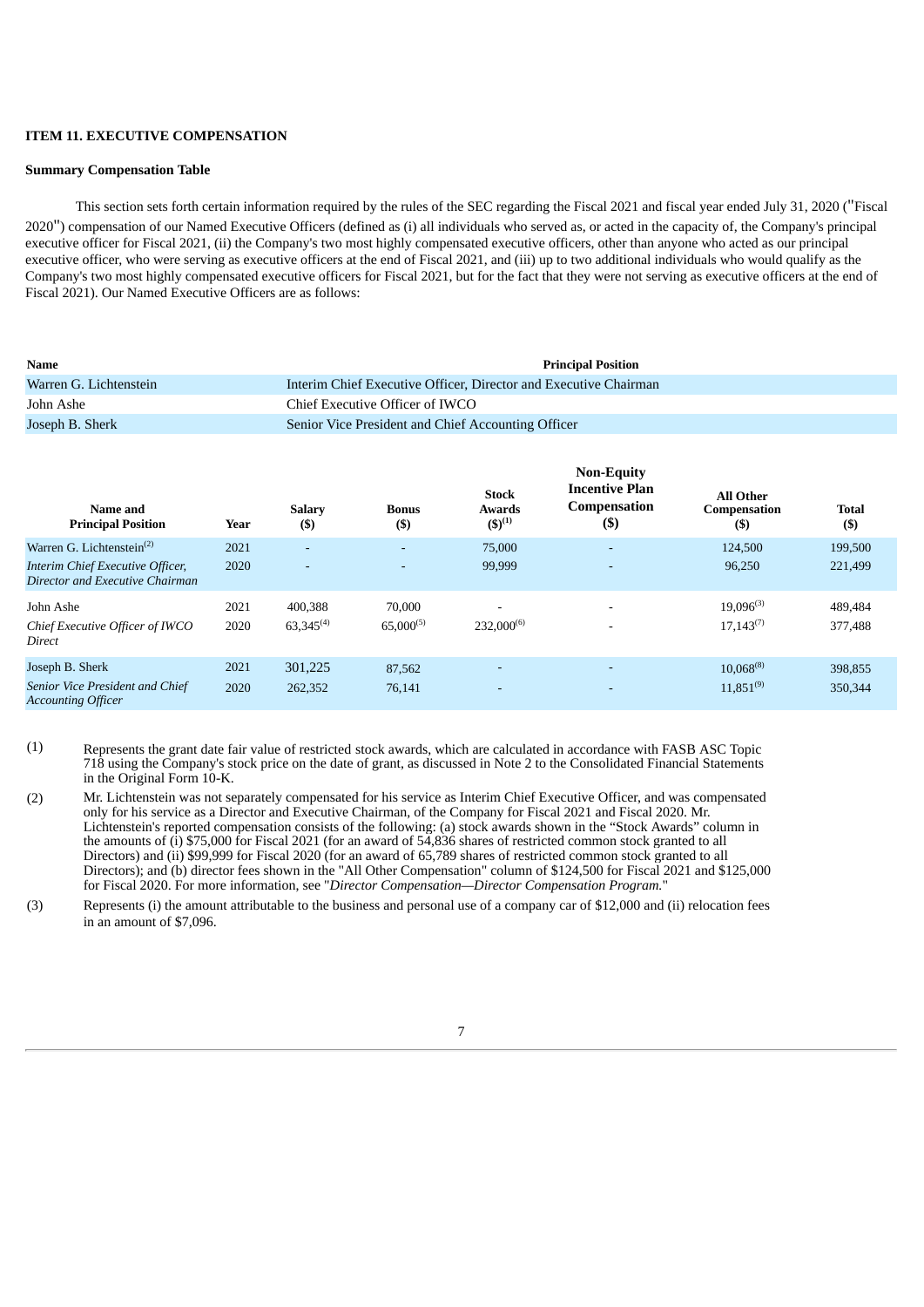**ITEM 11. EXECUTIVE COMPENSATION**

**Summary Compensation Table**

This section sets forth certain information required by the rules of the SEC regarding the Fiscal 2021 and fiscal year ended July 31, 2020 ("Fiscal 2020") compensation of our Named Executive Officers (defined as (i) all individuals who served as, or acted in the capacity of, the Company's principal executive officer for Fiscal 2021, (ii) the Company's two most highly compensated executive officers, other than anyone who acted as our principal executive officer, who were serving as executive officers at the end of Fiscal 2021, and (iii) up to two additional individuals who would qualify as the Company's two most highly compensated executive officers for Fiscal 2021, but for the fact that they were not serving as executive officers at the end of Fiscal 2021). Our Named Executive Officers are as follows:

| Name | Principal Position |
|---|---|
| Warren G. Lichtenstein | Interim Chief Executive Officer, Director and Executive Chairman |
| John Ashe | Chief Executive Officer of IWCO |
| Joseph B. Sherk | Senior Vice President and Chief Accounting Officer |

| Name and Principal Position | Year | Salary ($) | Bonus ($) | Stock Awards ($)[(1)] | Non-Equity Incentive Plan Compensation ($) | All Other Compensation ($) | Total ($) |
|---|---|---|---|---|---|---|---|
| Warren G. Lichtenstein[(2)] | 2021 | - | - | 75,000 | - | 124,500 | 199,500 |
| *Interim Chief Executive Officer, Director and Executive Chairman* | 2020 | - | - | 99,999 | - | 96,250 | 221,499 |
| John Ashe | 2021 | 400,388 | 70,000 | - | - | 19,096[(3)] | 489,484 |
| *Chief Executive Officer of IWCO Direct* | 2020 | 63,345[(4)] | 65,000[(5)] | 232,000[(6)] | - | 17,143[(7)] | 377,488 |
| Joseph B. Sherk | 2021 | 301,225 | 87,562 | - | - | 10,068[(8)] | 398,855 |
| *Senior Vice President and Chief Accounting Officer* | 2020 | 262,352 | 76,141 | - | - | 11,851[(9)] | 350,344 |

(1) Represents the grant date fair value of restricted stock awards, which are calculated in accordance with FASB ASC Topic 718 using the Company's stock price on the date of grant, as discussed in Note 2 to the Consolidated Financial Statements in the Original Form 10-K.

(2) Mr. Lichtenstein was not separately compensated for his service as Interim Chief Executive Officer, and was compensated only for his service as a Director and Executive Chairman, of the Company for Fiscal 2021 and Fiscal 2020. Mr. Lichtenstein's reported compensation consists of the following: (a) stock awards shown in the "Stock Awards" column in the amounts of (i) $75,000 for Fiscal 2021 (for an award of 54,836 shares of restricted common stock granted to all Directors) and (ii) $99,999 for Fiscal 2020 (for an award of 65,789 shares of restricted common stock granted to all Directors); and (b) director fees shown in the "All Other Compensation" column of $124,500 for Fiscal 2021 and $125,000 for Fiscal 2020. For more information, see "*Director Compensation—Director Compensation Program.*"

(3) Represents (i) the amount attributable to the business and personal use of a company car of $12,000 and (ii) relocation fees in an amount of $7,096.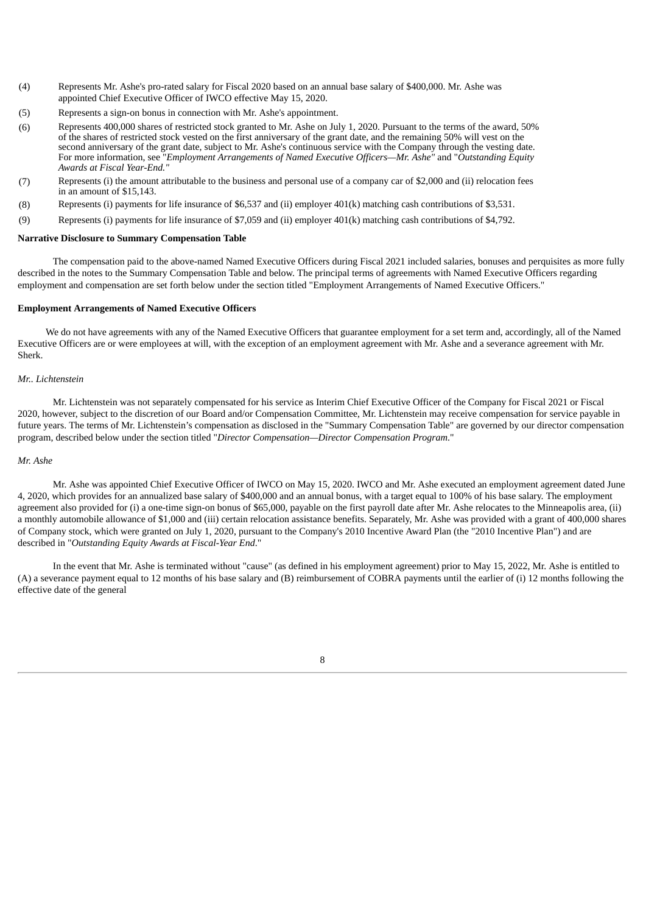(4) Represents Mr. Ashe's pro-rated salary for Fiscal 2020 based on an annual base salary of $400,000. Mr. Ashe was appointed Chief Executive Officer of IWCO effective May 15, 2020.

(5) Represents a sign-on bonus in connection with Mr. Ashe's appointment.

(6) Represents 400,000 shares of restricted stock granted to Mr. Ashe on July 1, 2020. Pursuant to the terms of the award, 50% of the shares of restricted stock vested on the first anniversary of the grant date, and the remaining 50% will vest on the second anniversary of the grant date, subject to Mr. Ashe's continuous service with the Company through the vesting date. For more information, see "*Employment Arrangements of Named Executive Officers—Mr. Ashe*" and "*Outstanding Equity Awards at Fiscal Year-End.*"

(7) Represents (i) the amount attributable to the business and personal use of a company car of $2,000 and (ii) relocation fees in an amount of $15,143.

(8) Represents (i) payments for life insurance of $6,537 and (ii) employer 401(k) matching cash contributions of $3,531.

(9) Represents (i) payments for life insurance of $7,059 and (ii) employer 401(k) matching cash contributions of $4,792.

**Narrative Disclosure to Summary Compensation Table**

The compensation paid to the above-named Named Executive Officers during Fiscal 2021 included salaries, bonuses and perquisites as more fully described in the notes to the Summary Compensation Table and below. The principal terms of agreements with Named Executive Officers regarding employment and compensation are set forth below under the section titled "Employment Arrangements of Named Executive Officers."

**Employment Arrangements of Named Executive Officers**

We do not have agreements with any of the Named Executive Officers that guarantee employment for a set term and, accordingly, all of the Named Executive Officers are or were employees at will, with the exception of an employment agreement with Mr. Ashe and a severance agreement with Mr. Sherk.

*Mr.. Lichtenstein*

Mr. Lichtenstein was not separately compensated for his service as Interim Chief Executive Officer of the Company for Fiscal 2021 or Fiscal 2020, however, subject to the discretion of our Board and/or Compensation Committee, Mr. Lichtenstein may receive compensation for service payable in future years. The terms of Mr. Lichtenstein's compensation as disclosed in the "Summary Compensation Table" are governed by our director compensation program, described below under the section titled "*Director Compensation—Director Compensation Program*."

*Mr. Ashe*

Mr. Ashe was appointed Chief Executive Officer of IWCO on May 15, 2020. IWCO and Mr. Ashe executed an employment agreement dated June 4, 2020, which provides for an annualized base salary of $400,000 and an annual bonus, with a target equal to 100% of his base salary. The employment agreement also provided for (i) a one-time sign-on bonus of $65,000, payable on the first payroll date after Mr. Ashe relocates to the Minneapolis area, (ii) a monthly automobile allowance of $1,000 and (iii) certain relocation assistance benefits. Separately, Mr. Ashe was provided with a grant of 400,000 shares of Company stock, which were granted on July 1, 2020, pursuant to the Company's 2010 Incentive Award Plan (the "2010 Incentive Plan") and are described in "*Outstanding Equity Awards at Fiscal-Year End*."

In the event that Mr. Ashe is terminated without "cause" (as defined in his employment agreement) prior to May 15, 2022, Mr. Ashe is entitled to (A) a severance payment equal to 12 months of his base salary and (B) reimbursement of COBRA payments until the earlier of (i) 12 months following the effective date of the general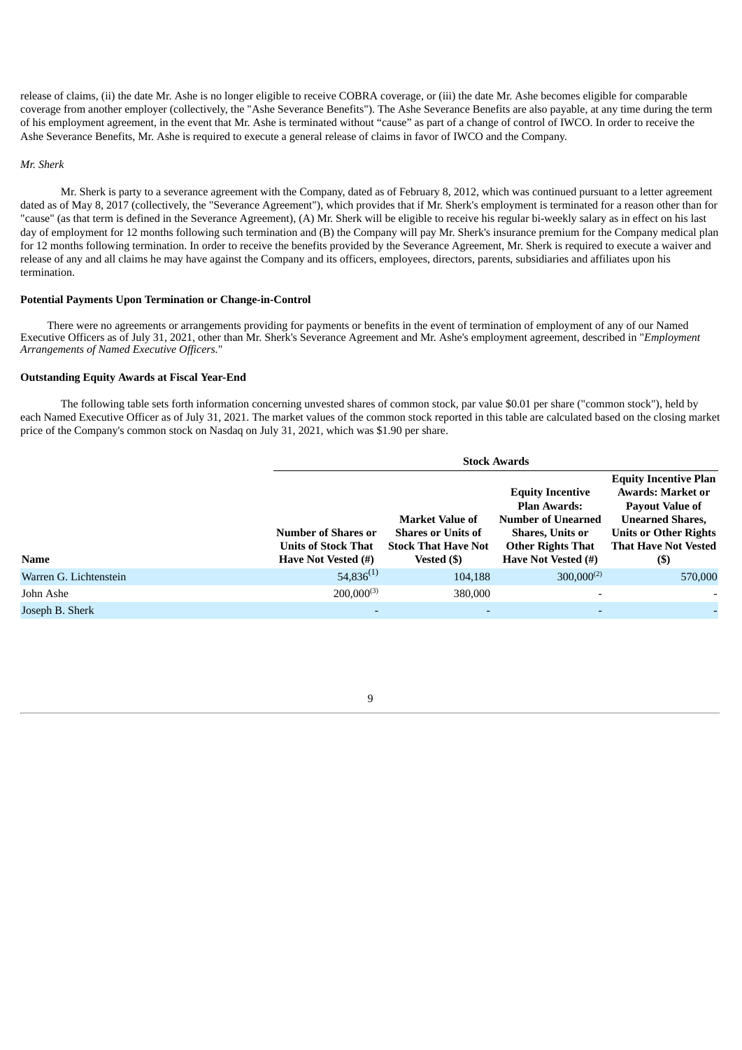release of claims, (ii) the date Mr. Ashe is no longer eligible to receive COBRA coverage, or (iii) the date Mr. Ashe becomes eligible for comparable coverage from another employer (collectively, the "Ashe Severance Benefits"). The Ashe Severance Benefits are also payable, at any time during the term of his employment agreement, in the event that Mr. Ashe is terminated without "cause" as part of a change of control of IWCO. In order to receive the Ashe Severance Benefits, Mr. Ashe is required to execute a general release of claims in favor of IWCO and the Company.

*Mr. Sherk*

Mr. Sherk is party to a severance agreement with the Company, dated as of February 8, 2012, which was continued pursuant to a letter agreement dated as of May 8, 2017 (collectively, the "Severance Agreement"), which provides that if Mr. Sherk's employment is terminated for a reason other than for "cause" (as that term is defined in the Severance Agreement), (A) Mr. Sherk will be eligible to receive his regular bi-weekly salary as in effect on his last day of employment for 12 months following such termination and (B) the Company will pay Mr. Sherk's insurance premium for the Company medical plan for 12 months following termination. In order to receive the benefits provided by the Severance Agreement, Mr. Sherk is required to execute a waiver and release of any and all claims he may have against the Company and its officers, employees, directors, parents, subsidiaries and affiliates upon his termination.

**Potential Payments Upon Termination or Change-in-Control**

There were no agreements or arrangements providing for payments or benefits in the event of termination of employment of any of our Named Executive Officers as of July 31, 2021, other than Mr. Sherk's Severance Agreement and Mr. Ashe's employment agreement, described in "*Employment Arrangements of Named Executive Officers.*"

**Outstanding Equity Awards at Fiscal Year-End**

The following table sets forth information concerning unvested shares of common stock, par value $0.01 per share ("common stock"), held by each Named Executive Officer as of July 31, 2021. The market values of the common stock reported in this table are calculated based on the closing market price of the Company's common stock on Nasdaq on July 31, 2021, which was $1.90 per share.

| | Stock Awards | | | |
|---|---|---|---|---|
| **Name** | **Number of Shares or Units of Stock That Have Not Vested (#)** | **Market Value of Shares or Units of Stock That Have Not Vested ($)** | **Equity Incentive Plan Awards: Number of Unearned Shares, Units or Other Rights That Have Not Vested (#)** | **Equity Incentive Plan Awards: Market or Payout Value of Unearned Shares, Units or Other Rights That Have Not Vested ($)** |
| Warren G. Lichtenstein | 54,836[(1)] | 104,188 | 300,000[(2)] | 570,000 |
| John Ashe | 200,000[(3)] | 380,000 | - | - |
| Joseph B. Sherk | - | - | - | - |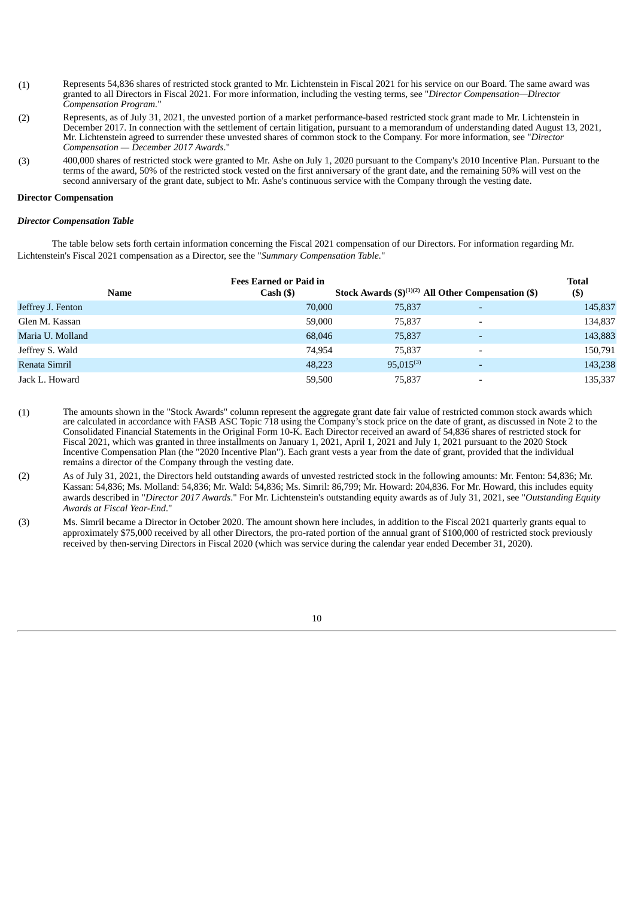(1) Represents 54,836 shares of restricted stock granted to Mr. Lichtenstein in Fiscal 2021 for his service on our Board. The same award was granted to all Directors in Fiscal 2021. For more information, including the vesting terms, see "*Director Compensation—Director Compensation Program*."

(2) Represents, as of July 31, 2021, the unvested portion of a market performance-based restricted stock grant made to Mr. Lichtenstein in December 2017. In connection with the settlement of certain litigation, pursuant to a memorandum of understanding dated August 13, 2021, Mr. Lichtenstein agreed to surrender these unvested shares of common stock to the Company. For more information, see "*Director Compensation — December 2017 Awards*."

(3) 400,000 shares of restricted stock were granted to Mr. Ashe on July 1, 2020 pursuant to the Company's 2010 Incentive Plan. Pursuant to the terms of the award, 50% of the restricted stock vested on the first anniversary of the grant date, and the remaining 50% will vest on the second anniversary of the grant date, subject to Mr. Ashe's continuous service with the Company through the vesting date.

**Director Compensation**

***Director Compensation Table***

The table below sets forth certain information concerning the Fiscal 2021 compensation of our Directors. For information regarding Mr. Lichtenstein's Fiscal 2021 compensation as a Director, see the "*Summary Compensation Table*."

| Name | Fees Earned or Paid in Cash ($) | Stock Awards ($)(1)(2) | All Other Compensation ($) | Total ($) |
|---|---|---|---|---|
| Jeffrey J. Fenton | 70,000 | 75,837 | - | 145,837 |
| Glen M. Kassan | 59,000 | 75,837 | - | 134,837 |
| Maria U. Molland | 68,046 | 75,837 | - | 143,883 |
| Jeffrey S. Wald | 74,954 | 75,837 | - | 150,791 |
| Renata Simril | 48,223 | 95,015(3) | - | 143,238 |
| Jack L. Howard | 59,500 | 75,837 | - | 135,337 |

(1) The amounts shown in the "Stock Awards" column represent the aggregate grant date fair value of restricted common stock awards which are calculated in accordance with FASB ASC Topic 718 using the Company's stock price on the date of grant, as discussed in Note 2 to the Consolidated Financial Statements in the Original Form 10-K. Each Director received an award of 54,836 shares of restricted stock for Fiscal 2021, which was granted in three installments on January 1, 2021, April 1, 2021 and July 1, 2021 pursuant to the 2020 Stock Incentive Compensation Plan (the "2020 Incentive Plan"). Each grant vests a year from the date of grant, provided that the individual remains a director of the Company through the vesting date.

(2) As of July 31, 2021, the Directors held outstanding awards of unvested restricted stock in the following amounts: Mr. Fenton: 54,836; Mr. Kassan: 54,836; Ms. Molland: 54,836; Mr. Wald: 54,836; Ms. Simril: 86,799; Mr. Howard: 204,836. For Mr. Howard, this includes equity awards described in "*Director 2017 Awards*." For Mr. Lichtenstein's outstanding equity awards as of July 31, 2021, see "*Outstanding Equity Awards at Fiscal Year-End*."

(3) Ms. Simril became a Director in October 2020. The amount shown here includes, in addition to the Fiscal 2021 quarterly grants equal to approximately $75,000 received by all other Directors, the pro-rated portion of the annual grant of $100,000 of restricted stock previously received by then-serving Directors in Fiscal 2020 (which was service during the calendar year ended December 31, 2020).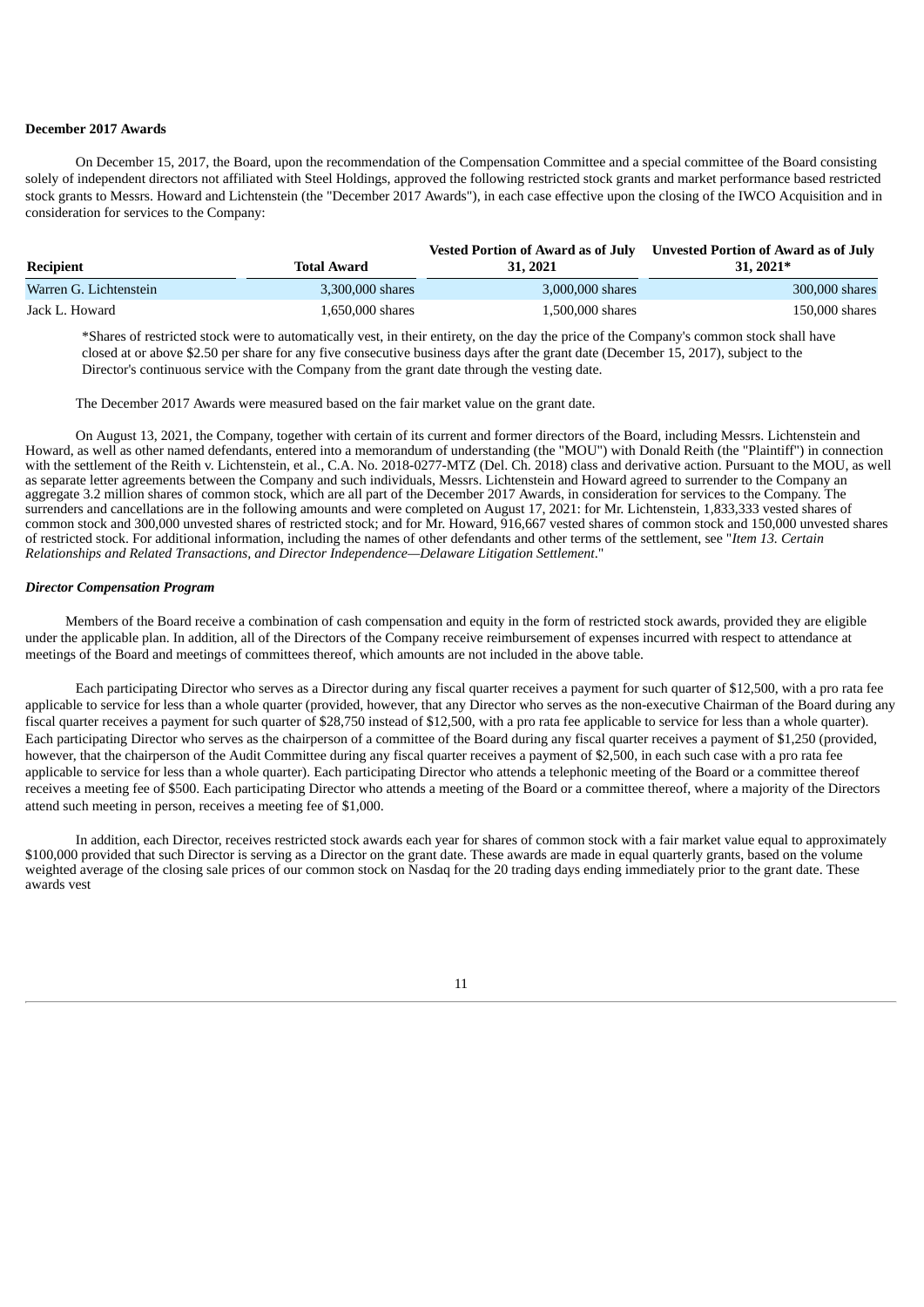**December 2017 Awards**

On December 15, 2017, the Board, upon the recommendation of the Compensation Committee and a special committee of the Board consisting solely of independent directors not affiliated with Steel Holdings, approved the following restricted stock grants and market performance based restricted stock grants to Messrs. Howard and Lichtenstein (the "December 2017 Awards"), in each case effective upon the closing of the IWCO Acquisition and in consideration for services to the Company:

| Recipient | Total Award | Vested Portion of Award as of July 31, 2021 | Unvested Portion of Award as of July 31, 2021* |
|---|---|---|---|
| Warren G. Lichtenstein | 3,300,000 shares | 3,000,000 shares | 300,000 shares |
| Jack L. Howard | 1,650,000 shares | 1,500,000 shares | 150,000 shares |

*Shares of restricted stock were to automatically vest, in their entirety, on the day the price of the Company's common stock shall have closed at or above $2.50 per share for any five consecutive business days after the grant date (December 15, 2017), subject to the Director's continuous service with the Company from the grant date through the vesting date.

The December 2017 Awards were measured based on the fair market value on the grant date.

On August 13, 2021, the Company, together with certain of its current and former directors of the Board, including Messrs. Lichtenstein and Howard, as well as other named defendants, entered into a memorandum of understanding (the "MOU") with Donald Reith (the "Plaintiff") in connection with the settlement of the Reith v. Lichtenstein, et al., C.A. No. 2018-0277-MTZ (Del. Ch. 2018) class and derivative action. Pursuant to the MOU, as well as separate letter agreements between the Company and such individuals, Messrs. Lichtenstein and Howard agreed to surrender to the Company an aggregate 3.2 million shares of common stock, which are all part of the December 2017 Awards, in consideration for services to the Company. The surrenders and cancellations are in the following amounts and were completed on August 17, 2021: for Mr. Lichtenstein, 1,833,333 vested shares of common stock and 300,000 unvested shares of restricted stock; and for Mr. Howard, 916,667 vested shares of common stock and 150,000 unvested shares of restricted stock. For additional information, including the names of other defendants and other terms of the settlement, see "*Item 13. Certain Relationships and Related Transactions, and Director Independence—Delaware Litigation Settlement*."

***Director Compensation Program***

Members of the Board receive a combination of cash compensation and equity in the form of restricted stock awards, provided they are eligible under the applicable plan. In addition, all of the Directors of the Company receive reimbursement of expenses incurred with respect to attendance at meetings of the Board and meetings of committees thereof, which amounts are not included in the above table.

Each participating Director who serves as a Director during any fiscal quarter receives a payment for such quarter of $12,500, with a pro rata fee applicable to service for less than a whole quarter (provided, however, that any Director who serves as the non-executive Chairman of the Board during any fiscal quarter receives a payment for such quarter of $28,750 instead of $12,500, with a pro rata fee applicable to service for less than a whole quarter). Each participating Director who serves as the chairperson of a committee of the Board during any fiscal quarter receives a payment of $1,250 (provided, however, that the chairperson of the Audit Committee during any fiscal quarter receives a payment of $2,500, in each such case with a pro rata fee applicable to service for less than a whole quarter). Each participating Director who attends a telephonic meeting of the Board or a committee thereof receives a meeting fee of $500. Each participating Director who attends a meeting of the Board or a committee thereof, where a majority of the Directors attend such meeting in person, receives a meeting fee of $1,000.

In addition, each Director, receives restricted stock awards each year for shares of common stock with a fair market value equal to approximately $100,000 provided that such Director is serving as a Director on the grant date. These awards are made in equal quarterly grants, based on the volume weighted average of the closing sale prices of our common stock on Nasdaq for the 20 trading days ending immediately prior to the grant date. These awards vest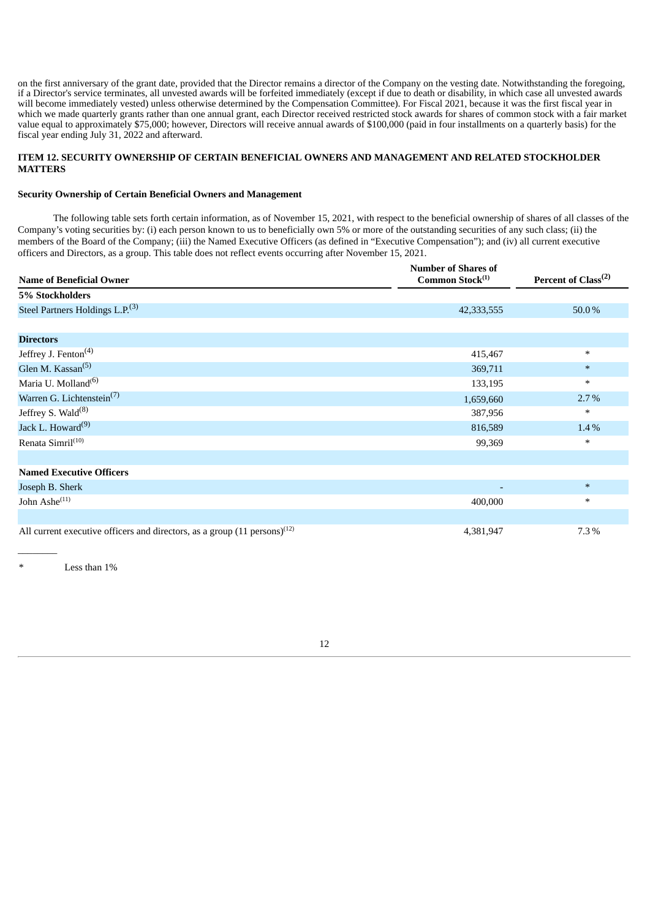on the first anniversary of the grant date, provided that the Director remains a director of the Company on the vesting date. Notwithstanding the foregoing, if a Director's service terminates, all unvested awards will be forfeited immediately (except if due to death or disability, in which case all unvested awards will become immediately vested) unless otherwise determined by the Compensation Committee). For Fiscal 2021, because it was the first fiscal year in which we made quarterly grants rather than one annual grant, each Director received restricted stock awards for shares of common stock with a fair market value equal to approximately $75,000; however, Directors will receive annual awards of $100,000 (paid in four installments on a quarterly basis) for the fiscal year ending July 31, 2022 and afterward.

## ITEM 12. SECURITY OWNERSHIP OF CERTAIN BENEFICIAL OWNERS AND MANAGEMENT AND RELATED STOCKHOLDER MATTERS

### Security Ownership of Certain Beneficial Owners and Management

The following table sets forth certain information, as of November 15, 2021, with respect to the beneficial ownership of shares of all classes of the Company's voting securities by: (i) each person known to us to beneficially own 5% or more of the outstanding securities of any such class; (ii) the members of the Board of the Company; (iii) the Named Executive Officers (as defined in "Executive Compensation"); and (iv) all current executive officers and Directors, as a group. This table does not reflect events occurring after November 15, 2021.

| Name of Beneficial Owner | Number of Shares of Common Stock(1) | Percent of Class(2) |
|---|---|---|
| **5% Stockholders** | | |
| Steel Partners Holdings L.P.(3) | 42,333,555 | 50.0% |
| | | |
| **Directors** | | |
| Jeffrey J. Fenton(4) | 415,467 | * |
| Glen M. Kassan(5) | 369,711 | * |
| Maria U. Molland(6) | 133,195 | * |
| Warren G. Lichtenstein(7) | 1,659,660 | 2.7% |
| Jeffrey S. Wald(8) | 387,956 | * |
| Jack L. Howard(9) | 816,589 | 1.4% |
| Renata Simril(10) | 99,369 | * |
| | | |
| **Named Executive Officers** | | |
| Joseph B. Sherk | - | * |
| John Ashe(11) | 400,000 | * |
| | | |
| All current executive officers and directors, as a group (11 persons)(12) | 4,381,947 | 7.3% |

\* Less than 1%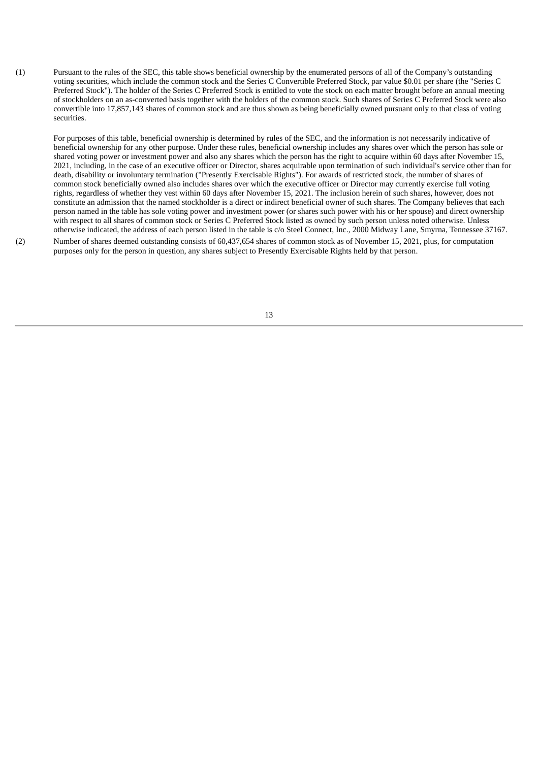(1) Pursuant to the rules of the SEC, this table shows beneficial ownership by the enumerated persons of all of the Company's outstanding voting securities, which include the common stock and the Series C Convertible Preferred Stock, par value $0.01 per share (the "Series C Preferred Stock"). The holder of the Series C Preferred Stock is entitled to vote the stock on each matter brought before an annual meeting of stockholders on an as-converted basis together with the holders of the common stock. Such shares of Series C Preferred Stock were also convertible into 17,857,143 shares of common stock and are thus shown as being beneficially owned pursuant only to that class of voting securities.

For purposes of this table, beneficial ownership is determined by rules of the SEC, and the information is not necessarily indicative of beneficial ownership for any other purpose. Under these rules, beneficial ownership includes any shares over which the person has sole or shared voting power or investment power and also any shares which the person has the right to acquire within 60 days after November 15, 2021, including, in the case of an executive officer or Director, shares acquirable upon termination of such individual's service other than for death, disability or involuntary termination ("Presently Exercisable Rights"). For awards of restricted stock, the number of shares of common stock beneficially owned also includes shares over which the executive officer or Director may currently exercise full voting rights, regardless of whether they vest within 60 days after November 15, 2021. The inclusion herein of such shares, however, does not constitute an admission that the named stockholder is a direct or indirect beneficial owner of such shares. The Company believes that each person named in the table has sole voting power and investment power (or shares such power with his or her spouse) and direct ownership with respect to all shares of common stock or Series C Preferred Stock listed as owned by such person unless noted otherwise. Unless otherwise indicated, the address of each person listed in the table is c/o Steel Connect, Inc., 2000 Midway Lane, Smyrna, Tennessee 37167.

(2) Number of shares deemed outstanding consists of 60,437,654 shares of common stock as of November 15, 2021, plus, for computation purposes only for the person in question, any shares subject to Presently Exercisable Rights held by that person.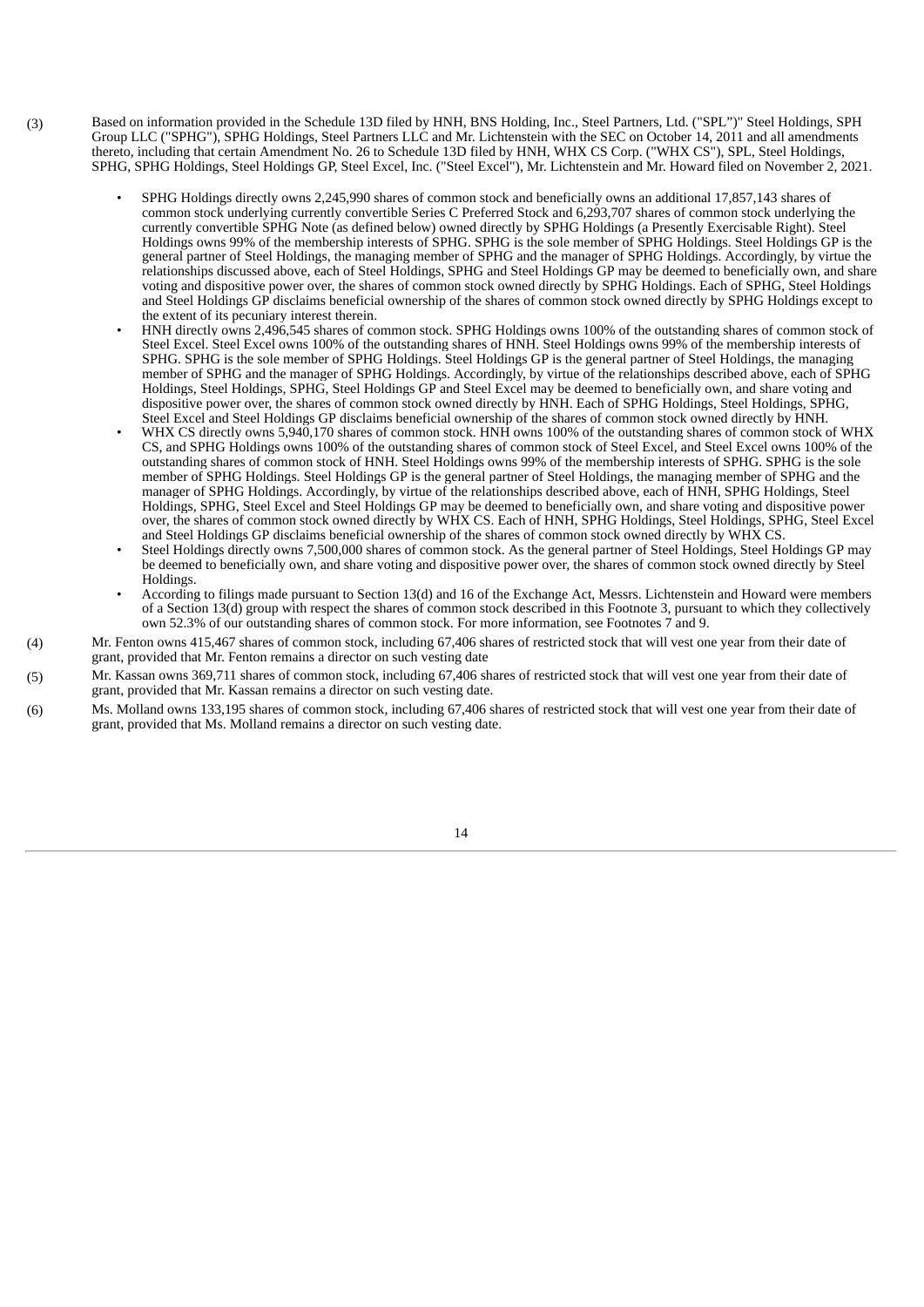(3) Based on information provided in the Schedule 13D filed by HNH, BNS Holding, Inc., Steel Partners, Ltd. ("SPL")" Steel Holdings, SPH Group LLC ("SPHG"), SPHG Holdings, Steel Partners LLC and Mr. Lichtenstein with the SEC on October 14, 2011 and all amendments thereto, including that certain Amendment No. 26 to Schedule 13D filed by HNH, WHX CS Corp. ("WHX CS"), SPL, Steel Holdings, SPHG, SPHG Holdings, Steel Holdings GP, Steel Excel, Inc. ("Steel Excel"), Mr. Lichtenstein and Mr. Howard filed on November 2, 2021.

- SPHG Holdings directly owns 2,245,990 shares of common stock and beneficially owns an additional 17,857,143 shares of common stock underlying currently convertible Series C Preferred Stock and 6,293,707 shares of common stock underlying the currently convertible SPHG Note (as defined below) owned directly by SPHG Holdings (a Presently Exercisable Right). Steel Holdings owns 99% of the membership interests of SPHG. SPHG is the sole member of SPHG Holdings. Steel Holdings GP is the general partner of Steel Holdings, the managing member of SPHG and the manager of SPHG Holdings. Accordingly, by virtue the relationships discussed above, each of Steel Holdings, SPHG and Steel Holdings GP may be deemed to beneficially own, and share voting and dispositive power over, the shares of common stock owned directly by SPHG Holdings. Each of SPHG, Steel Holdings and Steel Holdings GP disclaims beneficial ownership of the shares of common stock owned directly by SPHG Holdings except to the extent of its pecuniary interest therein.
- HNH directly owns 2,496,545 shares of common stock. SPHG Holdings owns 100% of the outstanding shares of common stock of Steel Excel. Steel Excel owns 100% of the outstanding shares of HNH. Steel Holdings owns 99% of the membership interests of SPHG. SPHG is the sole member of SPHG Holdings. Steel Holdings GP is the general partner of Steel Holdings, the managing member of SPHG and the manager of SPHG Holdings. Accordingly, by virtue of the relationships described above, each of SPHG Holdings, Steel Holdings, SPHG, Steel Holdings GP and Steel Excel may be deemed to beneficially own, and share voting and dispositive power over, the shares of common stock owned directly by HNH. Each of SPHG Holdings, Steel Holdings, SPHG, Steel Excel and Steel Holdings GP disclaims beneficial ownership of the shares of common stock owned directly by HNH.
- WHX CS directly owns 5,940,170 shares of common stock. HNH owns 100% of the outstanding shares of common stock of WHX CS, and SPHG Holdings owns 100% of the outstanding shares of common stock of Steel Excel, and Steel Excel owns 100% of the outstanding shares of common stock of HNH. Steel Holdings owns 99% of the membership interests of SPHG. SPHG is the sole member of SPHG Holdings. Steel Holdings GP is the general partner of Steel Holdings, the managing member of SPHG and the manager of SPHG Holdings. Accordingly, by virtue of the relationships described above, each of HNH, SPHG Holdings, Steel Holdings, SPHG, Steel Excel and Steel Holdings GP may be deemed to beneficially own, and share voting and dispositive power over, the shares of common stock owned directly by WHX CS. Each of HNH, SPHG Holdings, Steel Holdings, SPHG, Steel Excel and Steel Holdings GP disclaims beneficial ownership of the shares of common stock owned directly by WHX CS.
- Steel Holdings directly owns 7,500,000 shares of common stock. As the general partner of Steel Holdings, Steel Holdings GP may be deemed to beneficially own, and share voting and dispositive power over, the shares of common stock owned directly by Steel Holdings.
- According to filings made pursuant to Section 13(d) and 16 of the Exchange Act, Messrs. Lichtenstein and Howard were members of a Section 13(d) group with respect the shares of common stock described in this Footnote 3, pursuant to which they collectively own 52.3% of our outstanding shares of common stock. For more information, see Footnotes 7 and 9.

(4) Mr. Fenton owns 415,467 shares of common stock, including 67,406 shares of restricted stock that will vest one year from their date of grant, provided that Mr. Fenton remains a director on such vesting date

(5) Mr. Kassan owns 369,711 shares of common stock, including 67,406 shares of restricted stock that will vest one year from their date of grant, provided that Mr. Kassan remains a director on such vesting date.

(6) Ms. Molland owns 133,195 shares of common stock, including 67,406 shares of restricted stock that will vest one year from their date of grant, provided that Ms. Molland remains a director on such vesting date.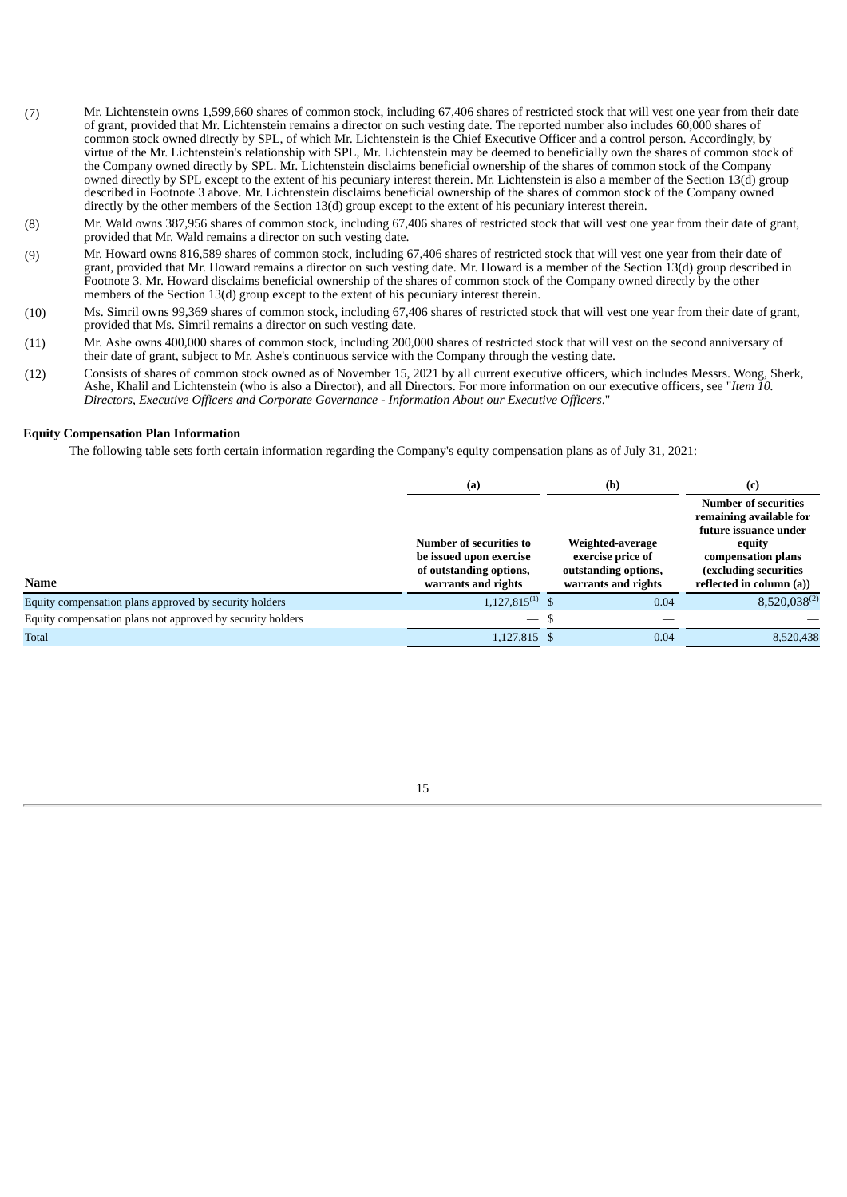(7) Mr. Lichtenstein owns 1,599,660 shares of common stock, including 67,406 shares of restricted stock that will vest one year from their date of grant, provided that Mr. Lichtenstein remains a director on such vesting date. The reported number also includes 60,000 shares of common stock owned directly by SPL, of which Mr. Lichtenstein is the Chief Executive Officer and a control person. Accordingly, by virtue of the Mr. Lichtenstein's relationship with SPL, Mr. Lichtenstein may be deemed to beneficially own the shares of common stock of the Company owned directly by SPL. Mr. Lichtenstein disclaims beneficial ownership of the shares of common stock of the Company owned directly by SPL except to the extent of his pecuniary interest therein. Mr. Lichtenstein is also a member of the Section 13(d) group described in Footnote 3 above. Mr. Lichtenstein disclaims beneficial ownership of the shares of common stock of the Company owned directly by the other members of the Section 13(d) group except to the extent of his pecuniary interest therein.

(8) Mr. Wald owns 387,956 shares of common stock, including 67,406 shares of restricted stock that will vest one year from their date of grant, provided that Mr. Wald remains a director on such vesting date.

(9) Mr. Howard owns 816,589 shares of common stock, including 67,406 shares of restricted stock that will vest one year from their date of grant, provided that Mr. Howard remains a director on such vesting date. Mr. Howard is a member of the Section 13(d) group described in Footnote 3. Mr. Howard disclaims beneficial ownership of the shares of common stock of the Company owned directly by the other members of the Section 13(d) group except to the extent of his pecuniary interest therein.

(10) Ms. Simril owns 99,369 shares of common stock, including 67,406 shares of restricted stock that will vest one year from their date of grant, provided that Ms. Simril remains a director on such vesting date.

(11) Mr. Ashe owns 400,000 shares of common stock, including 200,000 shares of restricted stock that will vest on the second anniversary of their date of grant, subject to Mr. Ashe's continuous service with the Company through the vesting date.

(12) Consists of shares of common stock owned as of November 15, 2021 by all current executive officers, which includes Messrs. Wong, Sherk, Ashe, Khalil and Lichtenstein (who is also a Director), and all Directors. For more information on our executive officers, see "*Item 10. Directors, Executive Officers and Corporate Governance - Information About our Executive Officers*."

**Equity Compensation Plan Information**

The following table sets forth certain information regarding the Company's equity compensation plans as of July 31, 2021:

| Name | (a) Number of securities to be issued upon exercise of outstanding options, warrants and rights | (b) Weighted-average exercise price of outstanding options, warrants and rights | (c) Number of securities remaining available for future issuance under equity compensation plans (excluding securities reflected in column (a)) |
|---|---|---|---|
| Equity compensation plans approved by security holders | 1,127,815[(1)] | $ 0.04 | 8,520,038[(2)] |
| Equity compensation plans not approved by security holders | — | $ — | — |
| Total | 1,127,815 | $ 0.04 | 8,520,438 |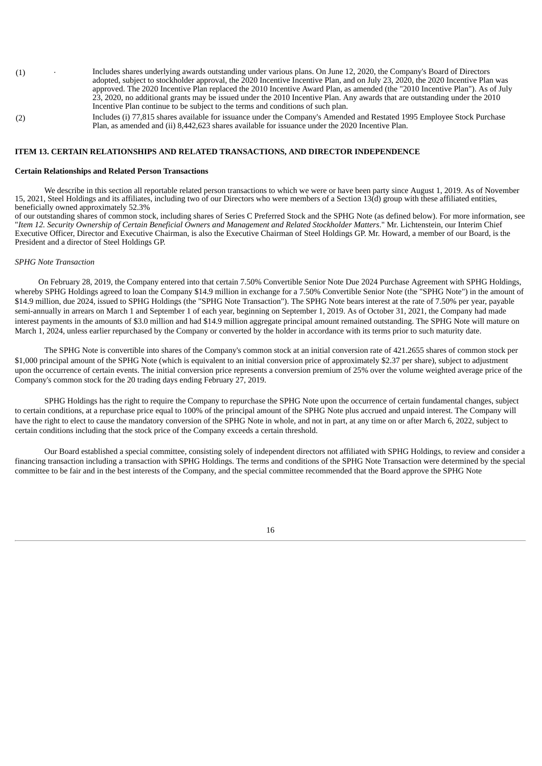(1) Includes shares underlying awards outstanding under various plans. On June 12, 2020, the Company's Board of Directors adopted, subject to stockholder approval, the 2020 Incentive Incentive Plan, and on July 23, 2020, the 2020 Incentive Plan was approved. The 2020 Incentive Plan replaced the 2010 Incentive Award Plan, as amended (the "2010 Incentive Plan"). As of July 23, 2020, no additional grants may be issued under the 2010 Incentive Plan. Any awards that are outstanding under the 2010 Incentive Plan continue to be subject to the terms and conditions of such plan.

(2) Includes (i) 77,815 shares available for issuance under the Company's Amended and Restated 1995 Employee Stock Purchase Plan, as amended and (ii) 8,442,623 shares available for issuance under the 2020 Incentive Plan.

## ITEM 13. CERTAIN RELATIONSHIPS AND RELATED TRANSACTIONS, AND DIRECTOR INDEPENDENCE

### Certain Relationships and Related Person Transactions

We describe in this section all reportable related person transactions to which we were or have been party since August 1, 2019. As of November 15, 2021, Steel Holdings and its affiliates, including two of our Directors who were members of a Section 13(d) group with these affiliated entities, beneficially owned approximately 52.3% of our outstanding shares of common stock, including shares of Series C Preferred Stock and the SPHG Note (as defined below). For more information, see "*Item 12. Security Ownership of Certain Beneficial Owners and Management and Related Stockholder Matters*." Mr. Lichtenstein, our Interim Chief Executive Officer, Director and Executive Chairman, is also the Executive Chairman of Steel Holdings GP. Mr. Howard, a member of our Board, is the President and a director of Steel Holdings GP.

*SPHG Note Transaction*

On February 28, 2019, the Company entered into that certain 7.50% Convertible Senior Note Due 2024 Purchase Agreement with SPHG Holdings, whereby SPHG Holdings agreed to loan the Company $14.9 million in exchange for a 7.50% Convertible Senior Note (the "SPHG Note") in the amount of $14.9 million, due 2024, issued to SPHG Holdings (the "SPHG Note Transaction"). The SPHG Note bears interest at the rate of 7.50% per year, payable semi-annually in arrears on March 1 and September 1 of each year, beginning on September 1, 2019. As of October 31, 2021, the Company had made interest payments in the amounts of $3.0 million and had $14.9 million aggregate principal amount remained outstanding. The SPHG Note will mature on March 1, 2024, unless earlier repurchased by the Company or converted by the holder in accordance with its terms prior to such maturity date.

The SPHG Note is convertible into shares of the Company's common stock at an initial conversion rate of 421.2655 shares of common stock per $1,000 principal amount of the SPHG Note (which is equivalent to an initial conversion price of approximately $2.37 per share), subject to adjustment upon the occurrence of certain events. The initial conversion price represents a conversion premium of 25% over the volume weighted average price of the Company's common stock for the 20 trading days ending February 27, 2019.

SPHG Holdings has the right to require the Company to repurchase the SPHG Note upon the occurrence of certain fundamental changes, subject to certain conditions, at a repurchase price equal to 100% of the principal amount of the SPHG Note plus accrued and unpaid interest. The Company will have the right to elect to cause the mandatory conversion of the SPHG Note in whole, and not in part, at any time on or after March 6, 2022, subject to certain conditions including that the stock price of the Company exceeds a certain threshold.

Our Board established a special committee, consisting solely of independent directors not affiliated with SPHG Holdings, to review and consider a financing transaction including a transaction with SPHG Holdings. The terms and conditions of the SPHG Note Transaction were determined by the special committee to be fair and in the best interests of the Company, and the special committee recommended that the Board approve the SPHG Note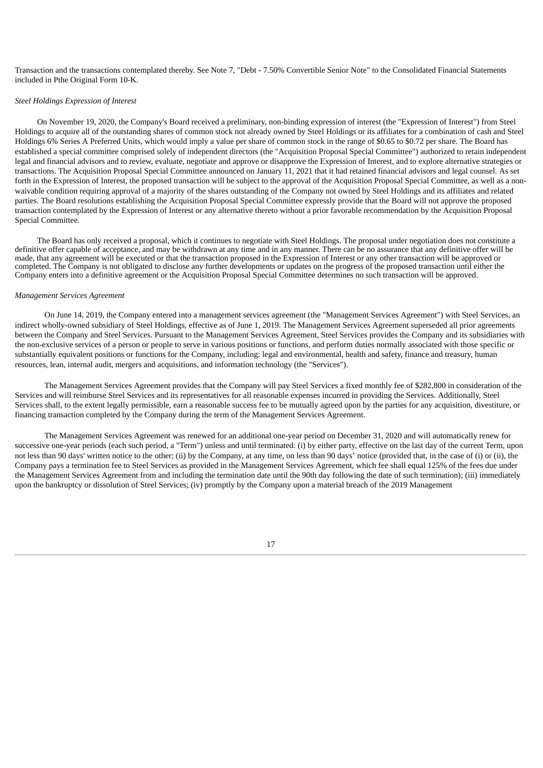Transaction and the transactions contemplated thereby. See Note 7, "Debt - 7.50% Convertible Senior Note" to the Consolidated Financial Statements included in Pthe Original Form 10-K.

*Steel Holdings Expression of Interest*

On November 19, 2020, the Company's Board received a preliminary, non-binding expression of interest (the "Expression of Interest") from Steel Holdings to acquire all of the outstanding shares of common stock not already owned by Steel Holdings or its affiliates for a combination of cash and Steel Holdings 6% Series A Preferred Units, which would imply a value per share of common stock in the range of $0.65 to $0.72 per share. The Board has established a special committee comprised solely of independent directors (the "Acquisition Proposal Special Committee") authorized to retain independent legal and financial advisors and to review, evaluate, negotiate and approve or disapprove the Expression of Interest, and to explore alternative strategies or transactions. The Acquisition Proposal Special Committee announced on January 11, 2021 that it had retained financial advisors and legal counsel. As set forth in the Expression of Interest, the proposed transaction will be subject to the approval of the Acquisition Proposal Special Committee, as well as a non-waivable condition requiring approval of a majority of the shares outstanding of the Company not owned by Steel Holdings and its affiliates and related parties. The Board resolutions establishing the Acquisition Proposal Special Committee expressly provide that the Board will not approve the proposed transaction contemplated by the Expression of Interest or any alternative thereto without a prior favorable recommendation by the Acquisition Proposal Special Committee.

The Board has only received a proposal, which it continues to negotiate with Steel Holdings. The proposal under negotiation does not constitute a definitive offer capable of acceptance, and may be withdrawn at any time and in any manner. There can be no assurance that any definitive offer will be made, that any agreement will be executed or that the transaction proposed in the Expression of Interest or any other transaction will be approved or completed. The Company is not obligated to disclose any further developments or updates on the progress of the proposed transaction until either the Company enters into a definitive agreement or the Acquisition Proposal Special Committee determines no such transaction will be approved.

*Management Services Agreement*

On June 14, 2019, the Company entered into a management services agreement (the "Management Services Agreement") with Steel Services, an indirect wholly-owned subsidiary of Steel Holdings, effective as of June 1, 2019. The Management Services Agreement superseded all prior agreements between the Company and Steel Services. Pursuant to the Management Services Agreement, Steel Services provides the Company and its subsidiaries with the non-exclusive services of a person or people to serve in various positions or functions, and perform duties normally associated with those specific or substantially equivalent positions or functions for the Company, including: legal and environmental, health and safety, finance and treasury, human resources, lean, internal audit, mergers and acquisitions, and information technology (the "Services").

The Management Services Agreement provides that the Company will pay Steel Services a fixed monthly fee of $282,800 in consideration of the Services and will reimburse Steel Services and its representatives for all reasonable expenses incurred in providing the Services. Additionally, Steel Services shall, to the extent legally permissible, earn a reasonable success fee to be mutually agreed upon by the parties for any acquisition, divestiture, or financing transaction completed by the Company during the term of the Management Services Agreement.

The Management Services Agreement was renewed for an additional one-year period on December 31, 2020 and will automatically renew for successive one-year periods (each such period, a "Term") unless and until terminated: (i) by either party, effective on the last day of the current Term, upon not less than 90 days' written notice to the other; (ii) by the Company, at any time, on less than 90 days' notice (provided that, in the case of (i) or (ii), the Company pays a termination fee to Steel Services as provided in the Management Services Agreement, which fee shall equal 125% of the fees due under the Management Services Agreement from and including the termination date until the 90th day following the date of such termination); (iii) immediately upon the bankruptcy or dissolution of Steel Services; (iv) promptly by the Company upon a material breach of the 2019 Management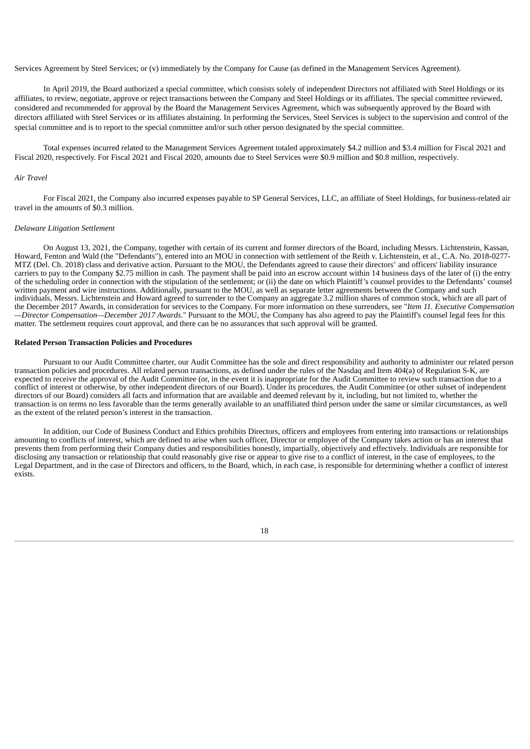Services Agreement by Steel Services; or (v) immediately by the Company for Cause (as defined in the Management Services Agreement).

In April 2019, the Board authorized a special committee, which consists solely of independent Directors not affiliated with Steel Holdings or its affiliates, to review, negotiate, approve or reject transactions between the Company and Steel Holdings or its affiliates. The special committee reviewed, considered and recommended for approval by the Board the Management Services Agreement, which was subsequently approved by the Board with directors affiliated with Steel Services or its affiliates abstaining. In performing the Services, Steel Services is subject to the supervision and control of the special committee and is to report to the special committee and/or such other person designated by the special committee.

Total expenses incurred related to the Management Services Agreement totaled approximately $4.2 million and $3.4 million for Fiscal 2021 and Fiscal 2020, respectively. For Fiscal 2021 and Fiscal 2020, amounts due to Steel Services were $0.9 million and $0.8 million, respectively.

*Air Travel*

For Fiscal 2021, the Company also incurred expenses payable to SP General Services, LLC, an affiliate of Steel Holdings, for business-related air travel in the amounts of $0.3 million.

*Delaware Litigation Settlement*

On August 13, 2021, the Company, together with certain of its current and former directors of the Board, including Messrs. Lichtenstein, Kassan, Howard, Fenton and Wald (the "Defendants"), entered into an MOU in connection with settlement of the Reith v. Lichtenstein, et al., C.A. No. 2018-0277-MTZ (Del. Ch. 2018) class and derivative action. Pursuant to the MOU, the Defendants agreed to cause their directors' and officers' liability insurance carriers to pay to the Company $2.75 million in cash. The payment shall be paid into an escrow account within 14 business days of the later of (i) the entry of the scheduling order in connection with the stipulation of the settlement; or (ii) the date on which Plaintiff's counsel provides to the Defendants' counsel written payment and wire instructions. Additionally, pursuant to the MOU, as well as separate letter agreements between the Company and such individuals, Messrs. Lichtenstein and Howard agreed to surrender to the Company an aggregate 3.2 million shares of common stock, which are all part of the December 2017 Awards, in consideration for services to the Company. For more information on these surrenders, see "*Item 11. Executive Compensation—Director Compensation—December 2017 Awards*." Pursuant to the MOU, the Company has also agreed to pay the Plaintiff's counsel legal fees for this matter. The settlement requires court approval, and there can be no assurances that such approval will be granted.

**Related Person Transaction Policies and Procedures**

Pursuant to our Audit Committee charter, our Audit Committee has the sole and direct responsibility and authority to administer our related person transaction policies and procedures. All related person transactions, as defined under the rules of the Nasdaq and Item 404(a) of Regulation S-K, are expected to receive the approval of the Audit Committee (or, in the event it is inappropriate for the Audit Committee to review such transaction due to a conflict of interest or otherwise, by other independent directors of our Board). Under its procedures, the Audit Committee (or other subset of independent directors of our Board) considers all facts and information that are available and deemed relevant by it, including, but not limited to, whether the transaction is on terms no less favorable than the terms generally available to an unaffiliated third person under the same or similar circumstances, as well as the extent of the related person's interest in the transaction.

In addition, our Code of Business Conduct and Ethics prohibits Directors, officers and employees from entering into transactions or relationships amounting to conflicts of interest, which are defined to arise when such officer, Director or employee of the Company takes action or has an interest that prevents them from performing their Company duties and responsibilities honestly, impartially, objectively and effectively. Individuals are responsible for disclosing any transaction or relationship that could reasonably give rise or appear to give rise to a conflict of interest, in the case of employees, to the Legal Department, and in the case of Directors and officers, to the Board, which, in each case, is responsible for determining whether a conflict of interest exists.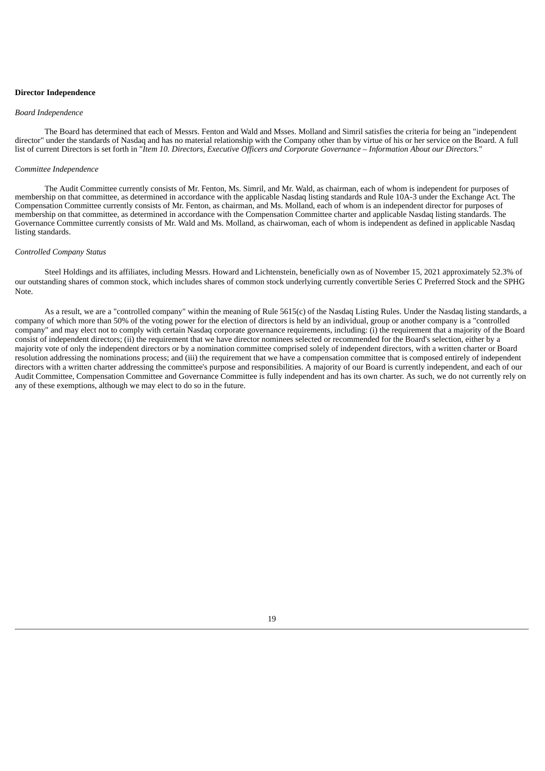**Director Independence**

*Board Independence*

The Board has determined that each of Messrs. Fenton and Wald and Msses. Molland and Simril satisfies the criteria for being an "independent director" under the standards of Nasdaq and has no material relationship with the Company other than by virtue of his or her service on the Board. A full list of current Directors is set forth in "*Item 10. Directors, Executive Officers and Corporate Governance – Information About our Directors.*"

*Committee Independence*

The Audit Committee currently consists of Mr. Fenton, Ms. Simril, and Mr. Wald, as chairman, each of whom is independent for purposes of membership on that committee, as determined in accordance with the applicable Nasdaq listing standards and Rule 10A-3 under the Exchange Act. The Compensation Committee currently consists of Mr. Fenton, as chairman, and Ms. Molland, each of whom is an independent director for purposes of membership on that committee, as determined in accordance with the Compensation Committee charter and applicable Nasdaq listing standards. The Governance Committee currently consists of Mr. Wald and Ms. Molland, as chairwoman, each of whom is independent as defined in applicable Nasdaq listing standards.

*Controlled Company Status*

Steel Holdings and its affiliates, including Messrs. Howard and Lichtenstein, beneficially own as of November 15, 2021 approximately 52.3% of our outstanding shares of common stock, which includes shares of common stock underlying currently convertible Series C Preferred Stock and the SPHG Note.

As a result, we are a "controlled company" within the meaning of Rule 5615(c) of the Nasdaq Listing Rules. Under the Nasdaq listing standards, a company of which more than 50% of the voting power for the election of directors is held by an individual, group or another company is a "controlled company" and may elect not to comply with certain Nasdaq corporate governance requirements, including: (i) the requirement that a majority of the Board consist of independent directors; (ii) the requirement that we have director nominees selected or recommended for the Board's selection, either by a majority vote of only the independent directors or by a nomination committee comprised solely of independent directors, with a written charter or Board resolution addressing the nominations process; and (iii) the requirement that we have a compensation committee that is composed entirely of independent directors with a written charter addressing the committee's purpose and responsibilities. A majority of our Board is currently independent, and each of our Audit Committee, Compensation Committee and Governance Committee is fully independent and has its own charter. As such, we do not currently rely on any of these exemptions, although we may elect to do so in the future.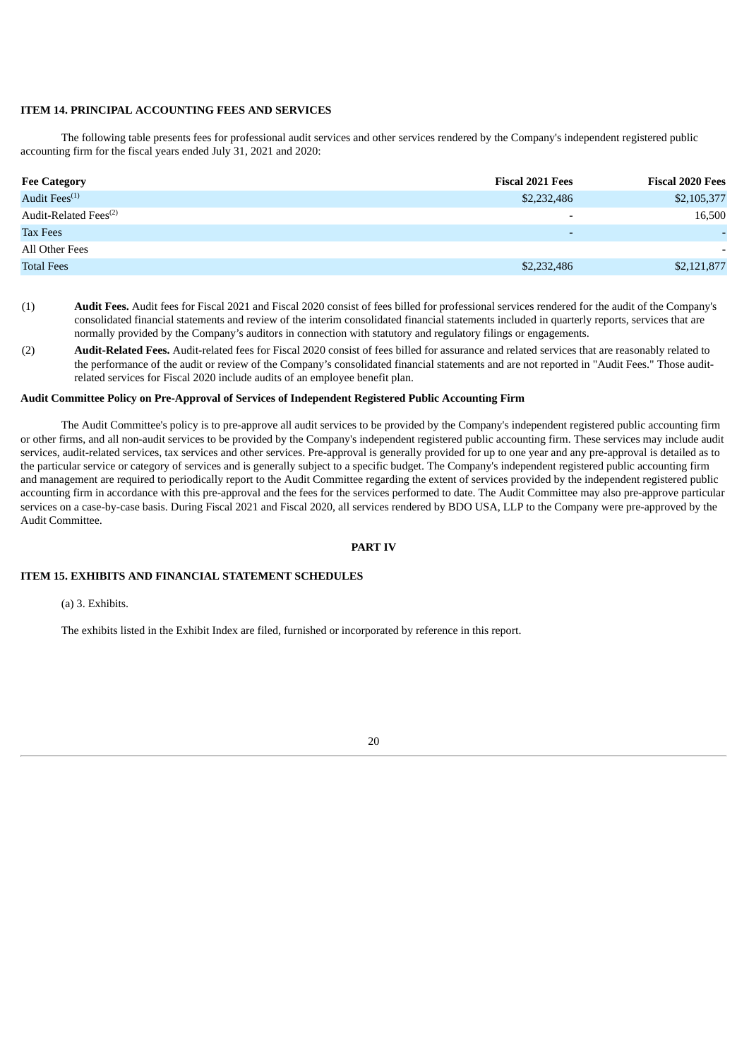### ITEM 14. PRINCIPAL ACCOUNTING FEES AND SERVICES

The following table presents fees for professional audit services and other services rendered by the Company's independent registered public accounting firm for the fiscal years ended July 31, 2021 and 2020:

| Fee Category | Fiscal 2021 Fees | Fiscal 2020 Fees |
|---|---|---|
| Audit Fees[(1)] | $2,232,486 | $2,105,377 |
| Audit-Related Fees[(2)] | - | 16,500 |
| Tax Fees | - | - |
| All Other Fees | | - |
| Total Fees | $2,232,486 | $2,121,877 |

(1) **Audit Fees.** Audit fees for Fiscal 2021 and Fiscal 2020 consist of fees billed for professional services rendered for the audit of the Company's consolidated financial statements and review of the interim consolidated financial statements included in quarterly reports, services that are normally provided by the Company's auditors in connection with statutory and regulatory filings or engagements.

(2) **Audit-Related Fees.** Audit-related fees for Fiscal 2020 consist of fees billed for assurance and related services that are reasonably related to the performance of the audit or review of the Company's consolidated financial statements and are not reported in "Audit Fees." Those audit-related services for Fiscal 2020 include audits of an employee benefit plan.

**Audit Committee Policy on Pre-Approval of Services of Independent Registered Public Accounting Firm**

The Audit Committee's policy is to pre-approve all audit services to be provided by the Company's independent registered public accounting firm or other firms, and all non-audit services to be provided by the Company's independent registered public accounting firm. These services may include audit services, audit-related services, tax services and other services. Pre-approval is generally provided for up to one year and any pre-approval is detailed as to the particular service or category of services and is generally subject to a specific budget. The Company's independent registered public accounting firm and management are required to periodically report to the Audit Committee regarding the extent of services provided by the independent registered public accounting firm in accordance with this pre-approval and the fees for the services performed to date. The Audit Committee may also pre-approve particular services on a case-by-case basis. During Fiscal 2021 and Fiscal 2020, all services rendered by BDO USA, LLP to the Company were pre-approved by the Audit Committee.

## PART IV

### ITEM 15. EXHIBITS AND FINANCIAL STATEMENT SCHEDULES

(a) 3. Exhibits.

The exhibits listed in the Exhibit Index are filed, furnished or incorporated by reference in this report.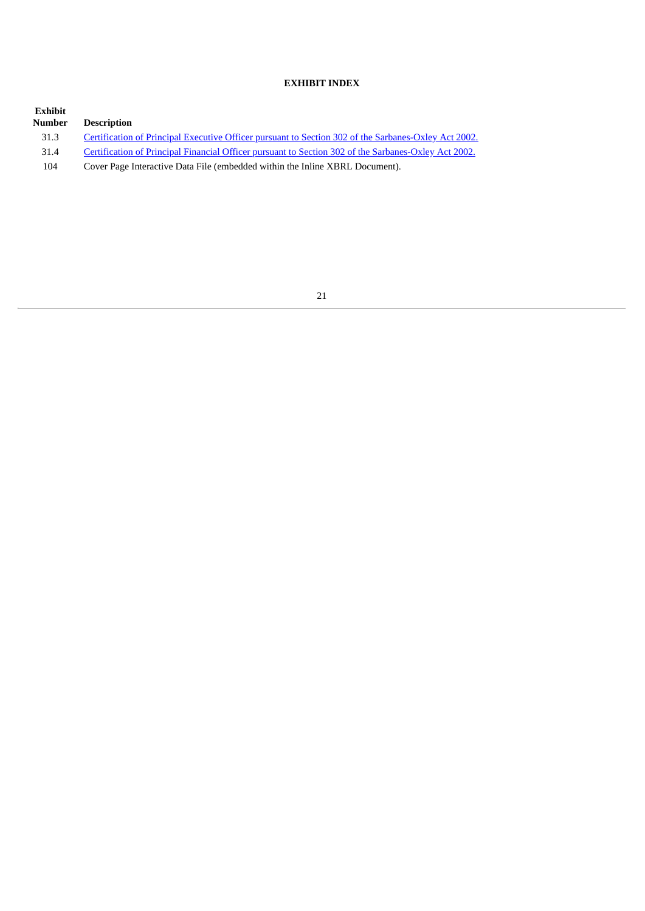**EXHIBIT INDEX**

| Exhibit Number | Description |
|---|---|
| 31.3 | Certification of Principal Executive Officer pursuant to Section 302 of the Sarbanes-Oxley Act 2002. |
| 31.4 | Certification of Principal Financial Officer pursuant to Section 302 of the Sarbanes-Oxley Act 2002. |
| 104 | Cover Page Interactive Data File (embedded within the Inline XBRL Document). |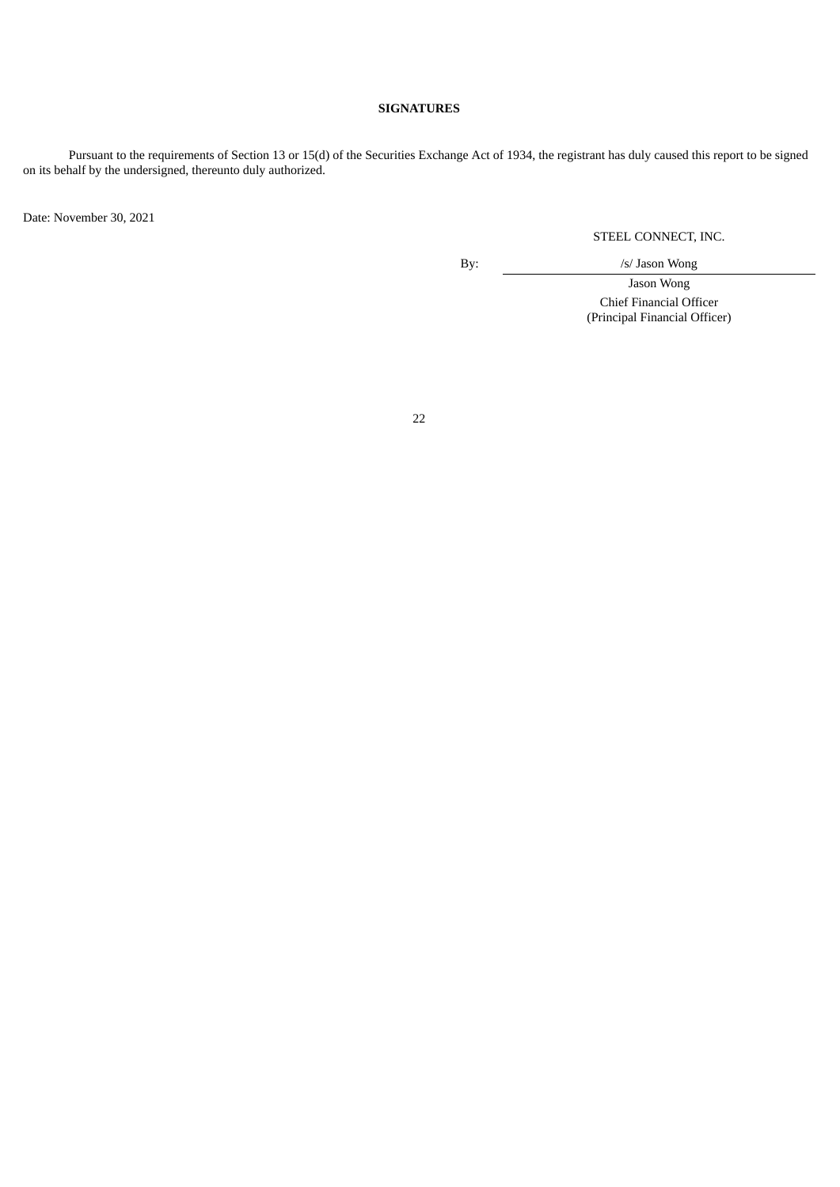**SIGNATURES**

Pursuant to the requirements of Section 13 or 15(d) of the Securities Exchange Act of 1934, the registrant has duly caused this report to be signed on its behalf by the undersigned, thereunto duly authorized.

Date: November 30, 2021

STEEL CONNECT, INC.

By: /s/ Jason Wong

Jason Wong
Chief Financial Officer
(Principal Financial Officer)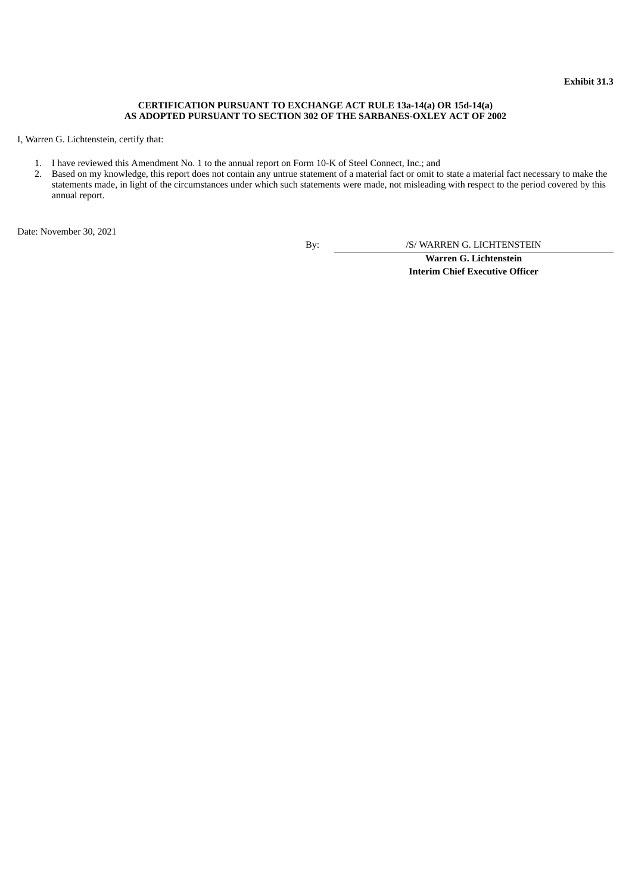**Exhibit 31.3**

**CERTIFICATION PURSUANT TO EXCHANGE ACT RULE 13a-14(a) OR 15d-14(a)**
**AS ADOPTED PURSUANT TO SECTION 302 OF THE SARBANES-OXLEY ACT OF 2002**

I, Warren G. Lichtenstein, certify that:

1. I have reviewed this Amendment No. 1 to the annual report on Form 10-K of Steel Connect, Inc.; and
2. Based on my knowledge, this report does not contain any untrue statement of a material fact or omit to state a material fact necessary to make the statements made, in light of the circumstances under which such statements were made, not misleading with respect to the period covered by this annual report.

Date: November 30, 2021

By: /S/ WARREN G. LICHTENSTEIN

**Warren G. Lichtenstein**
**Interim Chief Executive Officer**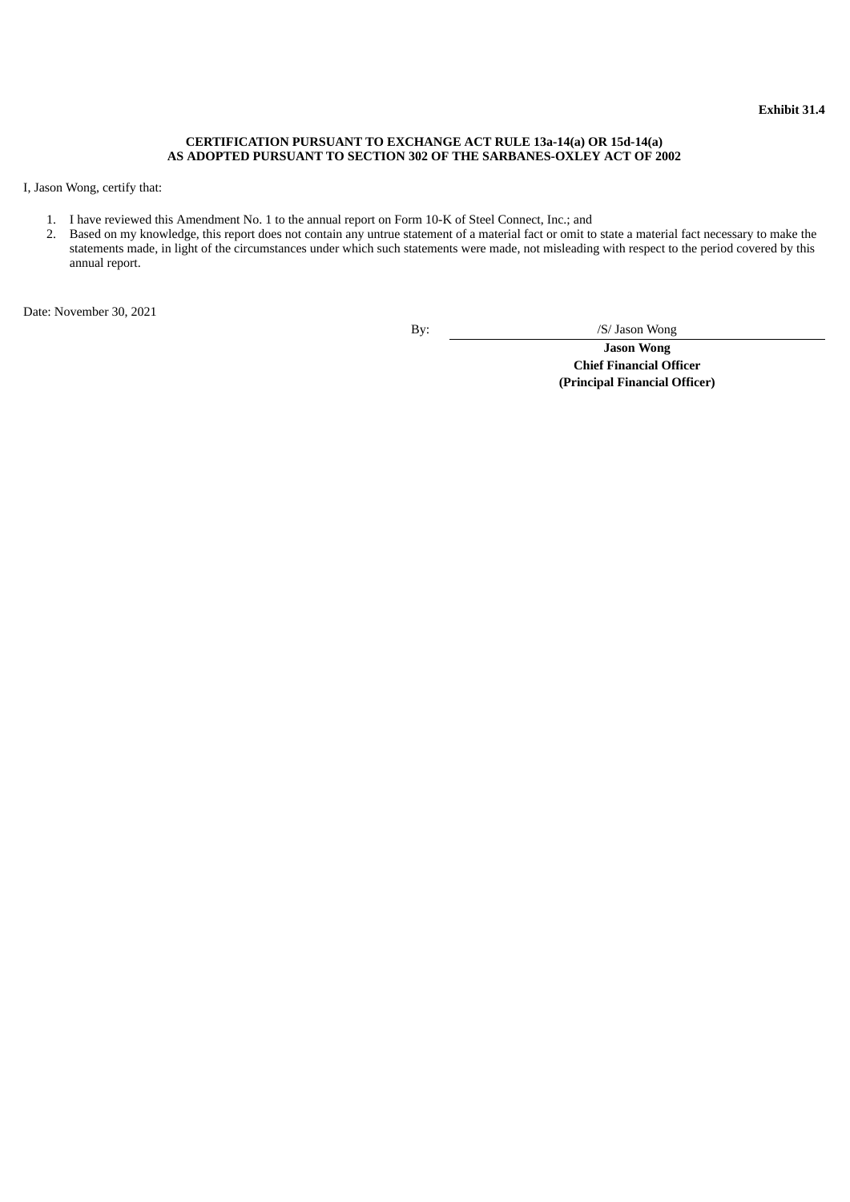**Exhibit 31.4**

**CERTIFICATION PURSUANT TO EXCHANGE ACT RULE 13a-14(a) OR 15d-14(a)**
**AS ADOPTED PURSUANT TO SECTION 302 OF THE SARBANES-OXLEY ACT OF 2002**

I, Jason Wong, certify that:

1. I have reviewed this Amendment No. 1 to the annual report on Form 10-K of Steel Connect, Inc.; and
2. Based on my knowledge, this report does not contain any untrue statement of a material fact or omit to state a material fact necessary to make the statements made, in light of the circumstances under which such statements were made, not misleading with respect to the period covered by this annual report.

Date: November 30, 2021

By: /S/ Jason Wong

**Jason Wong**
**Chief Financial Officer**
**(Principal Financial Officer)**